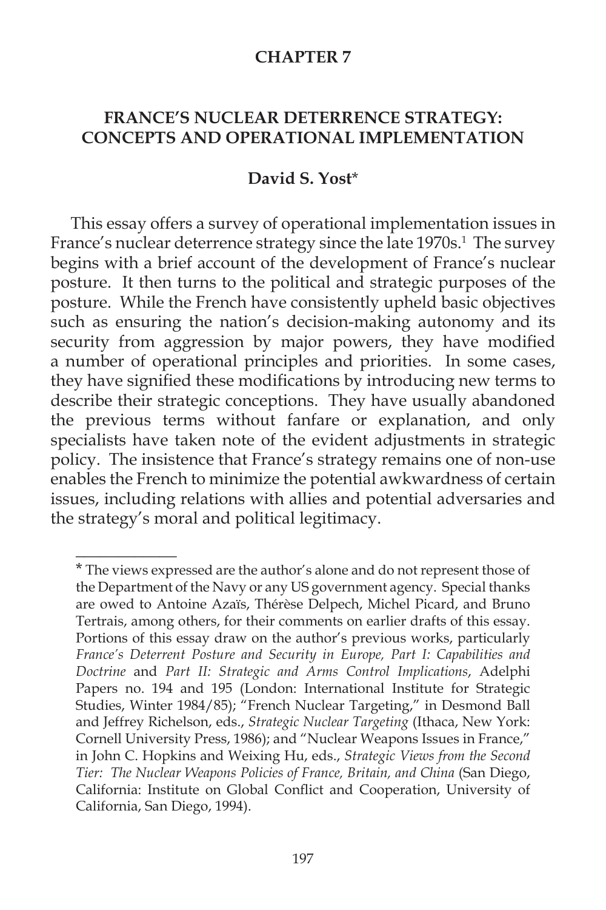# CHAPTER 7

## FRANCE'S NUCLEAR DETERRENCE STRATEGY: CONCEPTS AND OPERATIONAL IMPLEMENTATION

**David S. Yost***

This essay offers a survey of operational implementation issues in France's nuclear deterrence strategy since the late 1970s.[1] The survey begins with a brief account of the development of France's nuclear posture. It then turns to the political and strategic purposes of the posture. While the French have consistently upheld basic objectives such as ensuring the nation's decision-making autonomy and its security from aggression by major powers, they have modified a number of operational principles and priorities. In some cases, they have signified these modifications by introducing new terms to describe their strategic conceptions. They have usually abandoned the previous terms without fanfare or explanation, and only specialists have taken note of the evident adjustments in strategic policy. The insistence that France's strategy remains one of non-use enables the French to minimize the potential awkwardness of certain issues, including relations with allies and potential adversaries and the strategy's moral and political legitimacy.

---

* The views expressed are the author's alone and do not represent those of the Department of the Navy or any US government agency. Special thanks are owed to Antoine Azaïs, Thérèse Delpech, Michel Picard, and Bruno Tertrais, among others, for their comments on earlier drafts of this essay. Portions of this essay draw on the author's previous works, particularly *France's Deterrent Posture and Security in Europe, Part I: Capabilities and Doctrine* and *Part II: Strategic and Arms Control Implications*, Adelphi Papers no. 194 and 195 (London: International Institute for Strategic Studies, Winter 1984/85); "French Nuclear Targeting," in Desmond Ball and Jeffrey Richelson, eds., *Strategic Nuclear Targeting* (Ithaca, New York: Cornell University Press, 1986); and "Nuclear Weapons Issues in France," in John C. Hopkins and Weixing Hu, eds., *Strategic Views from the Second Tier: The Nuclear Weapons Policies of France, Britain, and China* (San Diego, California: Institute on Global Conflict and Cooperation, University of California, San Diego, 1994).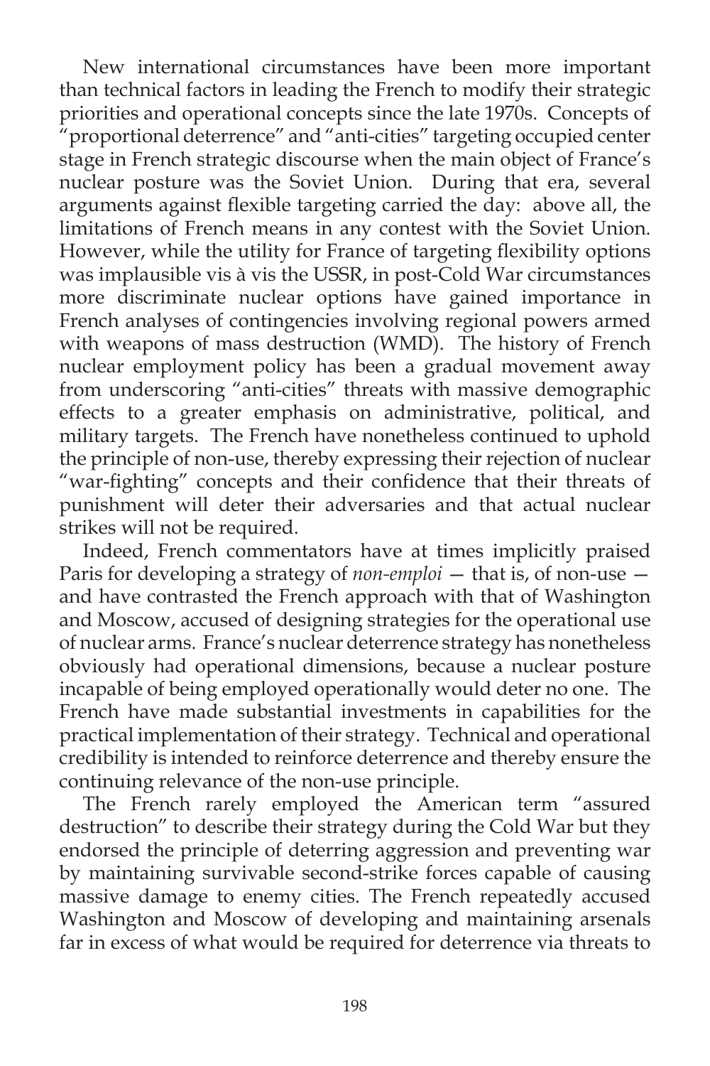New international circumstances have been more important than technical factors in leading the French to modify their strategic priorities and operational concepts since the late 1970s. Concepts of "proportional deterrence" and "anti-cities" targeting occupied center stage in French strategic discourse when the main object of France's nuclear posture was the Soviet Union. During that era, several arguments against flexible targeting carried the day: above all, the limitations of French means in any contest with the Soviet Union. However, while the utility for France of targeting flexibility options was implausible vis à vis the USSR, in post-Cold War circumstances more discriminate nuclear options have gained importance in French analyses of contingencies involving regional powers armed with weapons of mass destruction (WMD). The history of French nuclear employment policy has been a gradual movement away from underscoring "anti-cities" threats with massive demographic effects to a greater emphasis on administrative, political, and military targets. The French have nonetheless continued to uphold the principle of non-use, thereby expressing their rejection of nuclear "war-fighting" concepts and their confidence that their threats of punishment will deter their adversaries and that actual nuclear strikes will not be required.

Indeed, French commentators have at times implicitly praised Paris for developing a strategy of *non-emploi* — that is, of non-use — and have contrasted the French approach with that of Washington and Moscow, accused of designing strategies for the operational use of nuclear arms. France's nuclear deterrence strategy has nonetheless obviously had operational dimensions, because a nuclear posture incapable of being employed operationally would deter no one. The French have made substantial investments in capabilities for the practical implementation of their strategy. Technical and operational credibility is intended to reinforce deterrence and thereby ensure the continuing relevance of the non-use principle.

The French rarely employed the American term "assured destruction" to describe their strategy during the Cold War but they endorsed the principle of deterring aggression and preventing war by maintaining survivable second-strike forces capable of causing massive damage to enemy cities. The French repeatedly accused Washington and Moscow of developing and maintaining arsenals far in excess of what would be required for deterrence via threats to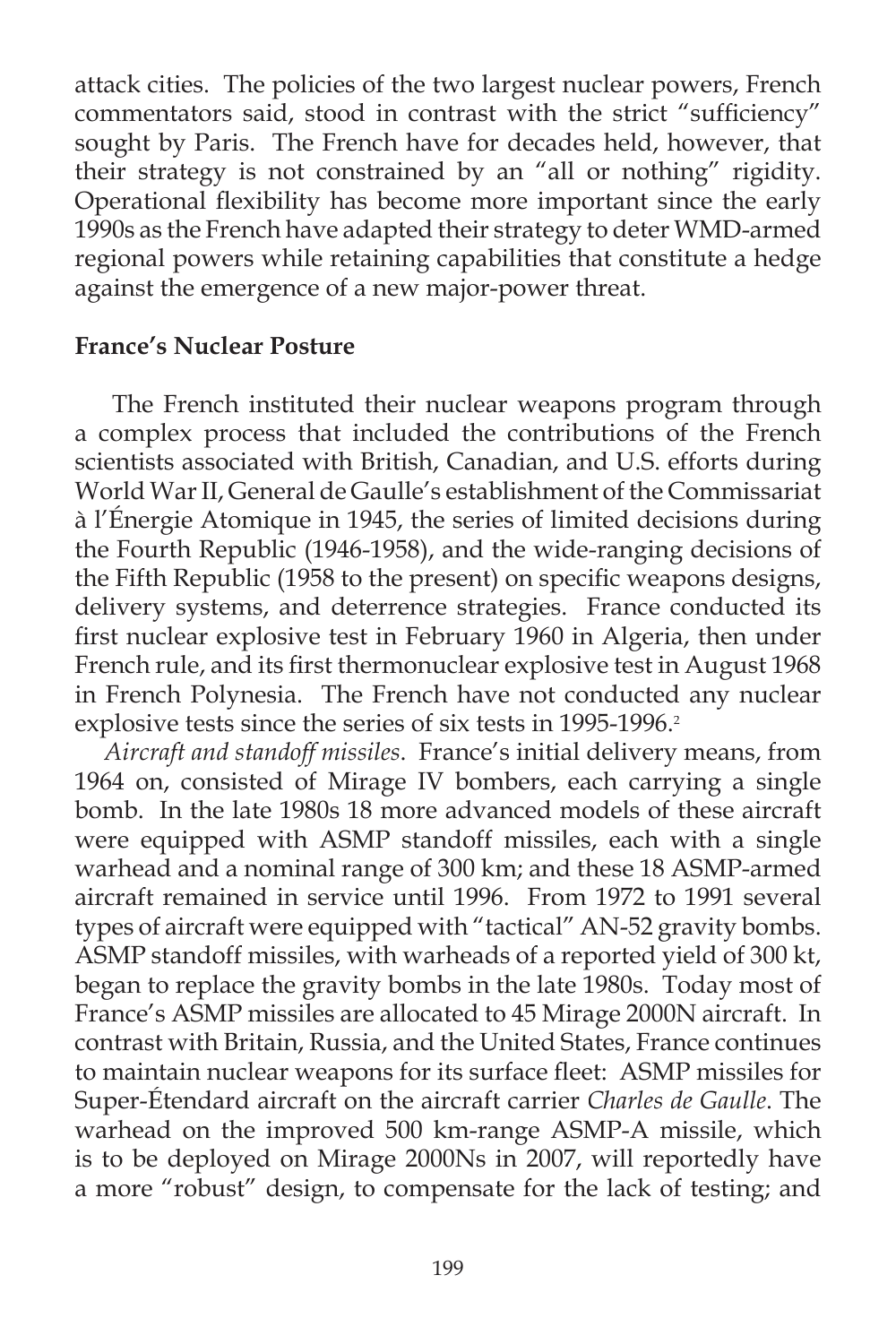attack cities. The policies of the two largest nuclear powers, French commentators said, stood in contrast with the strict "sufficiency" sought by Paris. The French have for decades held, however, that their strategy is not constrained by an "all or nothing" rigidity. Operational flexibility has become more important since the early 1990s as the French have adapted their strategy to deter WMD-armed regional powers while retaining capabilities that constitute a hedge against the emergence of a new major-power threat.

**France's Nuclear Posture**

The French instituted their nuclear weapons program through a complex process that included the contributions of the French scientists associated with British, Canadian, and U.S. efforts during World War II, General de Gaulle's establishment of the Commissariat à l'Énergie Atomique in 1945, the series of limited decisions during the Fourth Republic (1946-1958), and the wide-ranging decisions of the Fifth Republic (1958 to the present) on specific weapons designs, delivery systems, and deterrence strategies. France conducted its first nuclear explosive test in February 1960 in Algeria, then under French rule, and its first thermonuclear explosive test in August 1968 in French Polynesia. The French have not conducted any nuclear explosive tests since the series of six tests in 1995-1996.[2]

*Aircraft and standoff missiles*. France's initial delivery means, from 1964 on, consisted of Mirage IV bombers, each carrying a single bomb. In the late 1980s 18 more advanced models of these aircraft were equipped with ASMP standoff missiles, each with a single warhead and a nominal range of 300 km; and these 18 ASMP-armed aircraft remained in service until 1996. From 1972 to 1991 several types of aircraft were equipped with "tactical" AN-52 gravity bombs. ASMP standoff missiles, with warheads of a reported yield of 300 kt, began to replace the gravity bombs in the late 1980s. Today most of France's ASMP missiles are allocated to 45 Mirage 2000N aircraft. In contrast with Britain, Russia, and the United States, France continues to maintain nuclear weapons for its surface fleet: ASMP missiles for Super-Étendard aircraft on the aircraft carrier *Charles de Gaulle*. The warhead on the improved 500 km-range ASMP-A missile, which is to be deployed on Mirage 2000Ns in 2007, will reportedly have a more "robust" design, to compensate for the lack of testing; and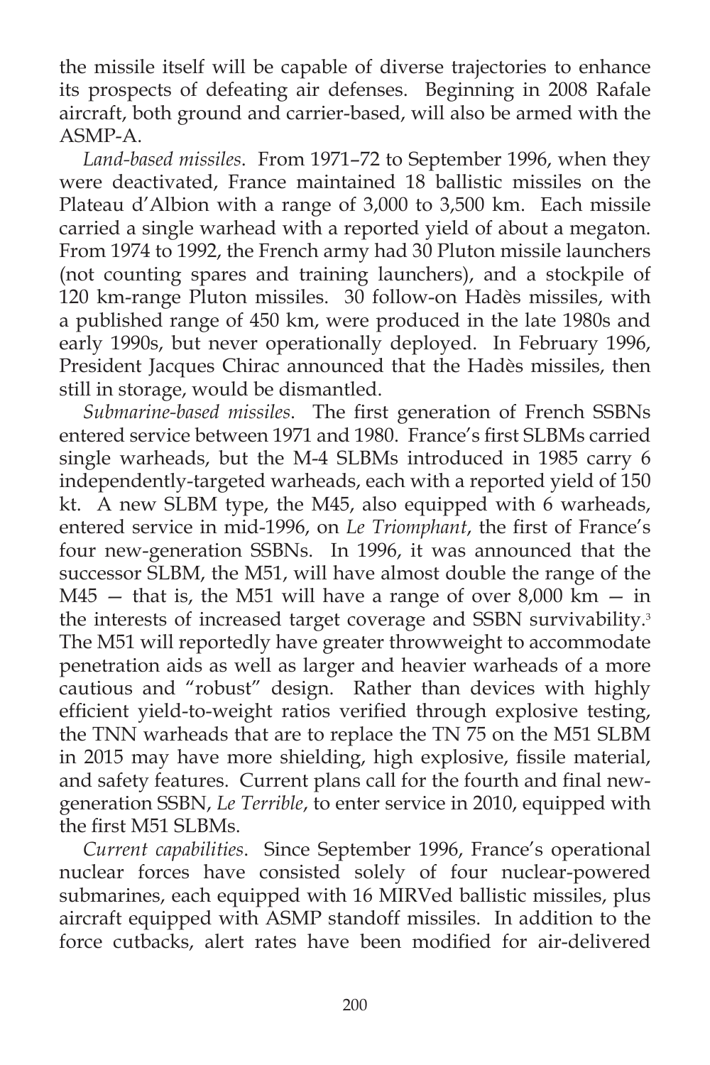the missile itself will be capable of diverse trajectories to enhance its prospects of defeating air defenses. Beginning in 2008 Rafale aircraft, both ground and carrier-based, will also be armed with the ASMP-A.

*Land-based missiles*. From 1971–72 to September 1996, when they were deactivated, France maintained 18 ballistic missiles on the Plateau d'Albion with a range of 3,000 to 3,500 km. Each missile carried a single warhead with a reported yield of about a megaton. From 1974 to 1992, the French army had 30 Pluton missile launchers (not counting spares and training launchers), and a stockpile of 120 km-range Pluton missiles. 30 follow-on Hadès missiles, with a published range of 450 km, were produced in the late 1980s and early 1990s, but never operationally deployed. In February 1996, President Jacques Chirac announced that the Hadès missiles, then still in storage, would be dismantled.

*Submarine-based missiles*. The first generation of French SSBNs entered service between 1971 and 1980. France's first SLBMs carried single warheads, but the M-4 SLBMs introduced in 1985 carry 6 independently-targeted warheads, each with a reported yield of 150 kt. A new SLBM type, the M45, also equipped with 6 warheads, entered service in mid-1996, on *Le Triomphant*, the first of France's four new-generation SSBNs. In 1996, it was announced that the successor SLBM, the M51, will have almost double the range of the M45 — that is, the M51 will have a range of over 8,000 km — in the interests of increased target coverage and SSBN survivability.[3] The M51 will reportedly have greater throwweight to accommodate penetration aids as well as larger and heavier warheads of a more cautious and "robust" design. Rather than devices with highly efficient yield-to-weight ratios verified through explosive testing, the TNN warheads that are to replace the TN 75 on the M51 SLBM in 2015 may have more shielding, high explosive, fissile material, and safety features. Current plans call for the fourth and final new-generation SSBN, *Le Terrible*, to enter service in 2010, equipped with the first M51 SLBMs.

*Current capabilities*. Since September 1996, France's operational nuclear forces have consisted solely of four nuclear-powered submarines, each equipped with 16 MIRVed ballistic missiles, plus aircraft equipped with ASMP standoff missiles. In addition to the force cutbacks, alert rates have been modified for air-delivered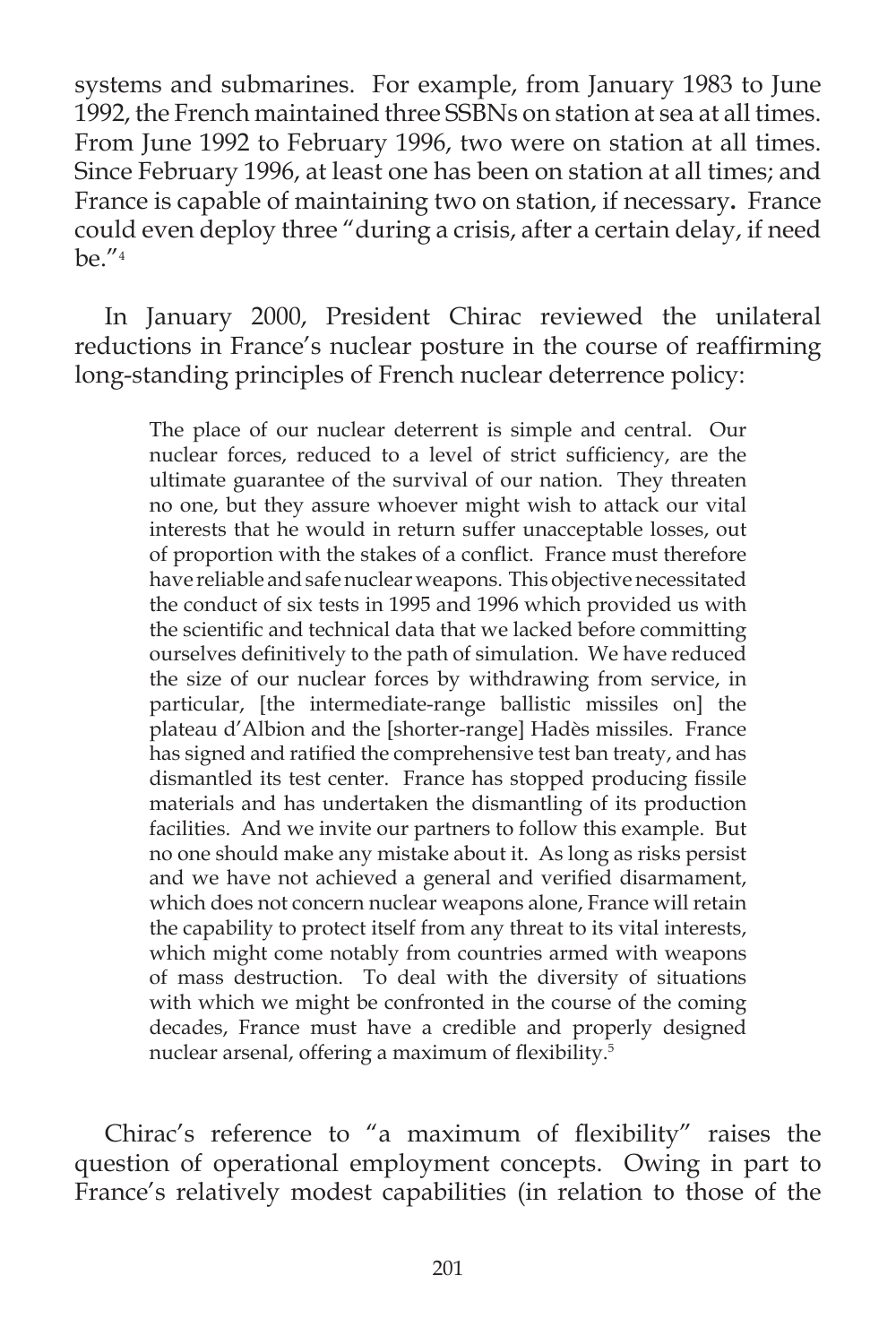systems and submarines. For example, from January 1983 to June 1992, the French maintained three SSBNs on station at sea at all times. From June 1992 to February 1996, two were on station at all times. Since February 1996, at least one has been on station at all times; and France is capable of maintaining two on station, if necessary**.** France could even deploy three "during a crisis, after a certain delay, if need be."[4]

In January 2000, President Chirac reviewed the unilateral reductions in France's nuclear posture in the course of reaffirming long-standing principles of French nuclear deterrence policy:

> The place of our nuclear deterrent is simple and central. Our nuclear forces, reduced to a level of strict sufficiency, are the ultimate guarantee of the survival of our nation. They threaten no one, but they assure whoever might wish to attack our vital interests that he would in return suffer unacceptable losses, out of proportion with the stakes of a conflict. France must therefore have reliable and safe nuclear weapons. This objective necessitated the conduct of six tests in 1995 and 1996 which provided us with the scientific and technical data that we lacked before committing ourselves definitively to the path of simulation. We have reduced the size of our nuclear forces by withdrawing from service, in particular, [the intermediate-range ballistic missiles on] the plateau d'Albion and the [shorter-range] Hadès missiles. France has signed and ratified the comprehensive test ban treaty, and has dismantled its test center. France has stopped producing fissile materials and has undertaken the dismantling of its production facilities. And we invite our partners to follow this example. But no one should make any mistake about it. As long as risks persist and we have not achieved a general and verified disarmament, which does not concern nuclear weapons alone, France will retain the capability to protect itself from any threat to its vital interests, which might come notably from countries armed with weapons of mass destruction. To deal with the diversity of situations with which we might be confronted in the course of the coming decades, France must have a credible and properly designed nuclear arsenal, offering a maximum of flexibility.[5]

Chirac's reference to "a maximum of flexibility" raises the question of operational employment concepts. Owing in part to France's relatively modest capabilities (in relation to those of the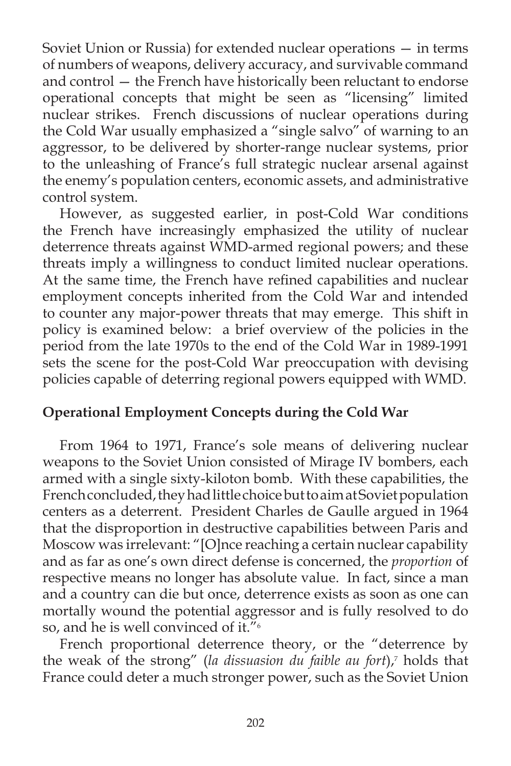Soviet Union or Russia) for extended nuclear operations — in terms of numbers of weapons, delivery accuracy, and survivable command and control — the French have historically been reluctant to endorse operational concepts that might be seen as "licensing" limited nuclear strikes. French discussions of nuclear operations during the Cold War usually emphasized a "single salvo" of warning to an aggressor, to be delivered by shorter-range nuclear systems, prior to the unleashing of France's full strategic nuclear arsenal against the enemy's population centers, economic assets, and administrative control system.

However, as suggested earlier, in post-Cold War conditions the French have increasingly emphasized the utility of nuclear deterrence threats against WMD-armed regional powers; and these threats imply a willingness to conduct limited nuclear operations. At the same time, the French have refined capabilities and nuclear employment concepts inherited from the Cold War and intended to counter any major-power threats that may emerge. This shift in policy is examined below: a brief overview of the policies in the period from the late 1970s to the end of the Cold War in 1989-1991 sets the scene for the post-Cold War preoccupation with devising policies capable of deterring regional powers equipped with WMD.

## Operational Employment Concepts during the Cold War

From 1964 to 1971, France's sole means of delivering nuclear weapons to the Soviet Union consisted of Mirage IV bombers, each armed with a single sixty-kiloton bomb. With these capabilities, the French concluded, they had little choice but to aim at Soviet population centers as a deterrent. President Charles de Gaulle argued in 1964 that the disproportion in destructive capabilities between Paris and Moscow was irrelevant: "[O]nce reaching a certain nuclear capability and as far as one's own direct defense is concerned, the *proportion* of respective means no longer has absolute value. In fact, since a man and a country can die but once, deterrence exists as soon as one can mortally wound the potential aggressor and is fully resolved to do so, and he is well convinced of it."[6]

French proportional deterrence theory, or the "deterrence by the weak of the strong" (*la dissuasion du faible au fort*),[7] holds that France could deter a much stronger power, such as the Soviet Union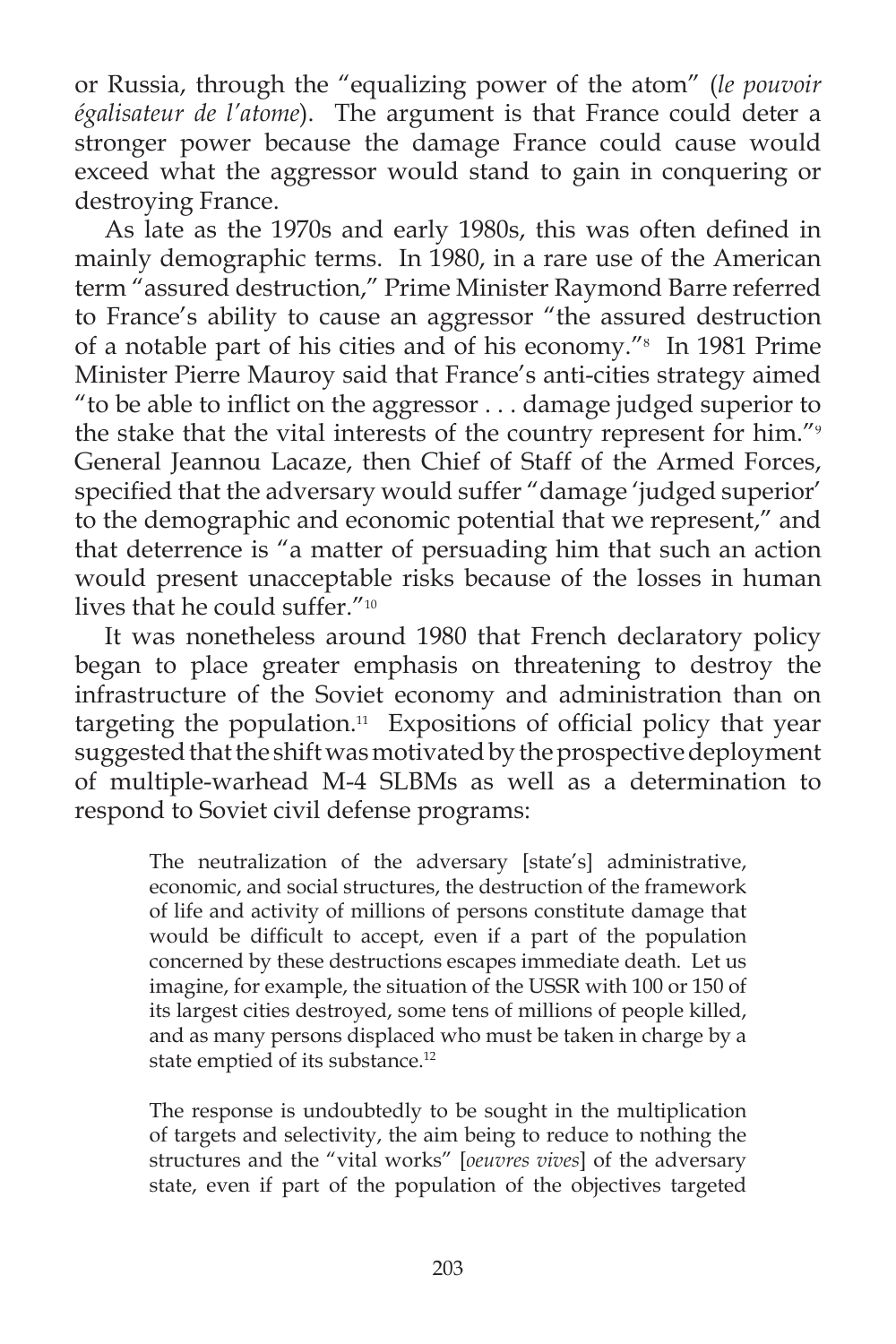or Russia, through the "equalizing power of the atom" (*le pouvoir égalisateur de l'atome*). The argument is that France could deter a stronger power because the damage France could cause would exceed what the aggressor would stand to gain in conquering or destroying France.

As late as the 1970s and early 1980s, this was often defined in mainly demographic terms. In 1980, in a rare use of the American term "assured destruction," Prime Minister Raymond Barre referred to France's ability to cause an aggressor "the assured destruction of a notable part of his cities and of his economy."[8] In 1981 Prime Minister Pierre Mauroy said that France's anti-cities strategy aimed "to be able to inflict on the aggressor . . . damage judged superior to the stake that the vital interests of the country represent for him."[9] General Jeannou Lacaze, then Chief of Staff of the Armed Forces, specified that the adversary would suffer "damage 'judged superior' to the demographic and economic potential that we represent," and that deterrence is "a matter of persuading him that such an action would present unacceptable risks because of the losses in human lives that he could suffer."[10]

It was nonetheless around 1980 that French declaratory policy began to place greater emphasis on threatening to destroy the infrastructure of the Soviet economy and administration than on targeting the population.[11] Expositions of official policy that year suggested that the shift was motivated by the prospective deployment of multiple-warhead M-4 SLBMs as well as a determination to respond to Soviet civil defense programs:

> The neutralization of the adversary [state's] administrative, economic, and social structures, the destruction of the framework of life and activity of millions of persons constitute damage that would be difficult to accept, even if a part of the population concerned by these destructions escapes immediate death. Let us imagine, for example, the situation of the USSR with 100 or 150 of its largest cities destroyed, some tens of millions of people killed, and as many persons displaced who must be taken in charge by a state emptied of its substance.[12]

> The response is undoubtedly to be sought in the multiplication of targets and selectivity, the aim being to reduce to nothing the structures and the "vital works" [*oeuvres vives*] of the adversary state, even if part of the population of the objectives targeted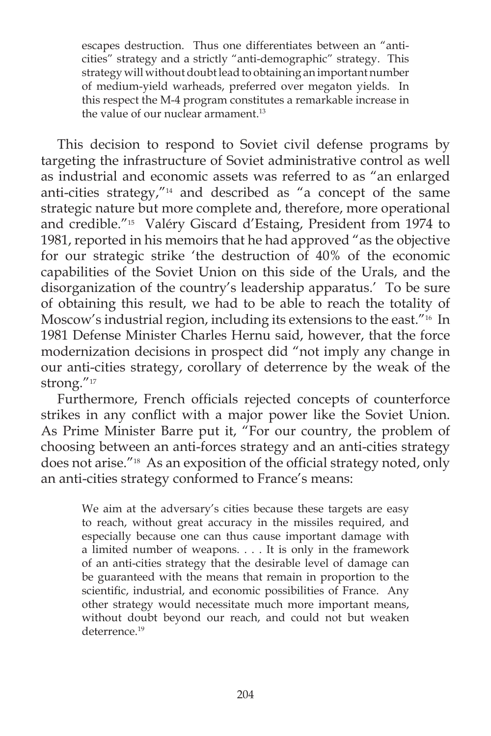> escapes destruction. Thus one differentiates between an "anti-cities" strategy and a strictly "anti-demographic" strategy. This strategy will without doubt lead to obtaining an important number of medium-yield warheads, preferred over megaton yields. In this respect the M-4 program constitutes a remarkable increase in the value of our nuclear armament.[13]

This decision to respond to Soviet civil defense programs by targeting the infrastructure of Soviet administrative control as well as industrial and economic assets was referred to as "an enlarged anti-cities strategy,"[14] and described as "a concept of the same strategic nature but more complete and, therefore, more operational and credible."[15] Valéry Giscard d'Estaing, President from 1974 to 1981, reported in his memoirs that he had approved "as the objective for our strategic strike 'the destruction of 40% of the economic capabilities of the Soviet Union on this side of the Urals, and the disorganization of the country's leadership apparatus.' To be sure of obtaining this result, we had to be able to reach the totality of Moscow's industrial region, including its extensions to the east."[16] In 1981 Defense Minister Charles Hernu said, however, that the force modernization decisions in prospect did "not imply any change in our anti-cities strategy, corollary of deterrence by the weak of the strong."[17]

Furthermore, French officials rejected concepts of counterforce strikes in any conflict with a major power like the Soviet Union. As Prime Minister Barre put it, "For our country, the problem of choosing between an anti-forces strategy and an anti-cities strategy does not arise."[18] As an exposition of the official strategy noted, only an anti-cities strategy conformed to France's means:

> We aim at the adversary's cities because these targets are easy to reach, without great accuracy in the missiles required, and especially because one can thus cause important damage with a limited number of weapons. . . . It is only in the framework of an anti-cities strategy that the desirable level of damage can be guaranteed with the means that remain in proportion to the scientific, industrial, and economic possibilities of France. Any other strategy would necessitate much more important means, without doubt beyond our reach, and could not but weaken deterrence.[19]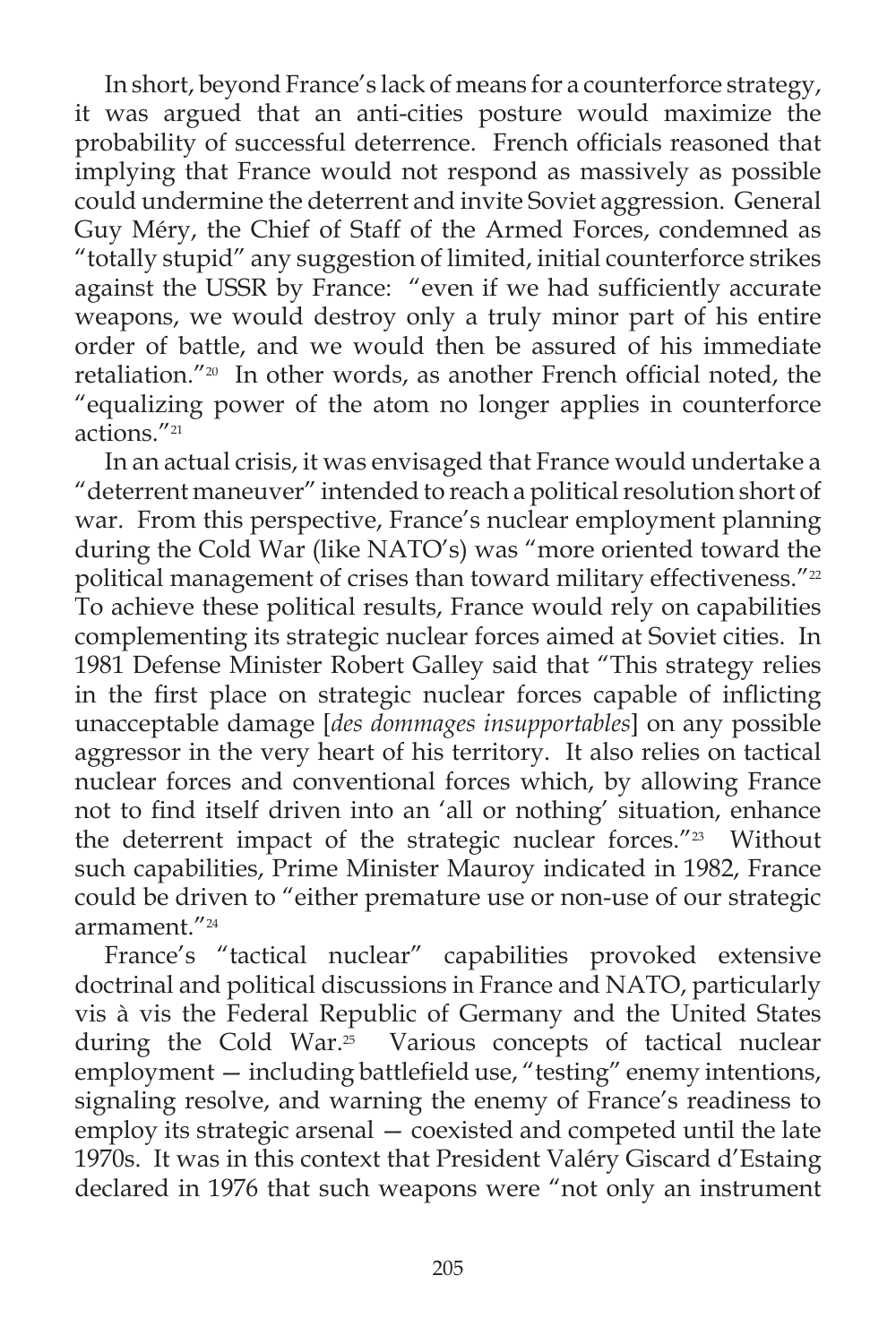In short, beyond France's lack of means for a counterforce strategy, it was argued that an anti-cities posture would maximize the probability of successful deterrence. French officials reasoned that implying that France would not respond as massively as possible could undermine the deterrent and invite Soviet aggression. General Guy Méry, the Chief of Staff of the Armed Forces, condemned as "totally stupid" any suggestion of limited, initial counterforce strikes against the USSR by France: "even if we had sufficiently accurate weapons, we would destroy only a truly minor part of his entire order of battle, and we would then be assured of his immediate retaliation."[20] In other words, as another French official noted, the "equalizing power of the atom no longer applies in counterforce actions."[21]

In an actual crisis, it was envisaged that France would undertake a "deterrent maneuver" intended to reach a political resolution short of war. From this perspective, France's nuclear employment planning during the Cold War (like NATO's) was "more oriented toward the political management of crises than toward military effectiveness."[22] To achieve these political results, France would rely on capabilities complementing its strategic nuclear forces aimed at Soviet cities. In 1981 Defense Minister Robert Galley said that "This strategy relies in the first place on strategic nuclear forces capable of inflicting unacceptable damage [*des dommages insupportables*] on any possible aggressor in the very heart of his territory. It also relies on tactical nuclear forces and conventional forces which, by allowing France not to find itself driven into an 'all or nothing' situation, enhance the deterrent impact of the strategic nuclear forces."[23] Without such capabilities, Prime Minister Mauroy indicated in 1982, France could be driven to "either premature use or non-use of our strategic armament."[24]

France's "tactical nuclear" capabilities provoked extensive doctrinal and political discussions in France and NATO, particularly vis à vis the Federal Republic of Germany and the United States during the Cold War.[25] Various concepts of tactical nuclear employment — including battlefield use, "testing" enemy intentions, signaling resolve, and warning the enemy of France's readiness to employ its strategic arsenal — coexisted and competed until the late 1970s. It was in this context that President Valéry Giscard d'Estaing declared in 1976 that such weapons were "not only an instrument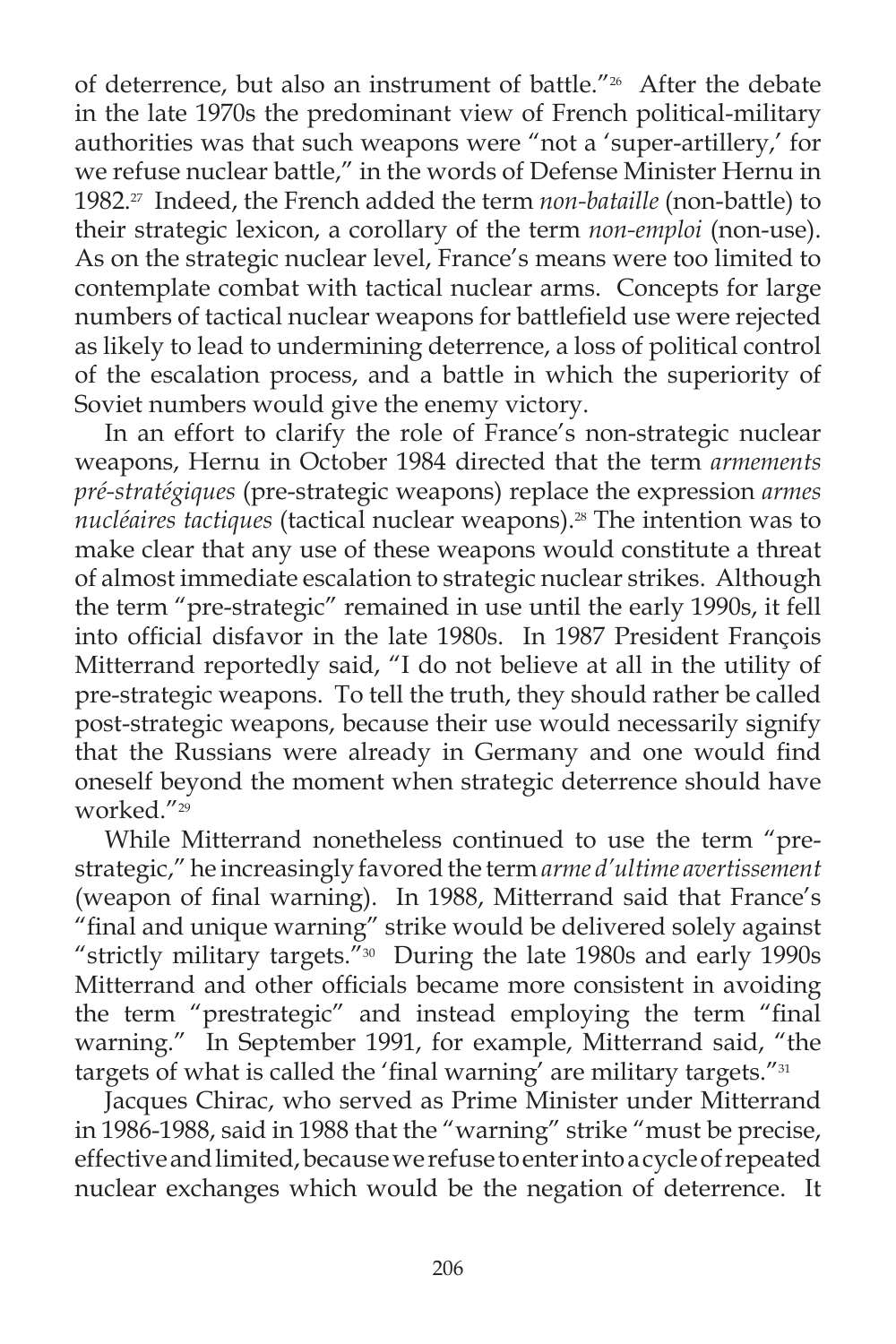of deterrence, but also an instrument of battle."[26] After the debate in the late 1970s the predominant view of French political-military authorities was that such weapons were "not a 'super-artillery,' for we refuse nuclear battle," in the words of Defense Minister Hernu in 1982.[27] Indeed, the French added the term *non-bataille* (non-battle) to their strategic lexicon, a corollary of the term *non-emploi* (non-use). As on the strategic nuclear level, France's means were too limited to contemplate combat with tactical nuclear arms. Concepts for large numbers of tactical nuclear weapons for battlefield use were rejected as likely to lead to undermining deterrence, a loss of political control of the escalation process, and a battle in which the superiority of Soviet numbers would give the enemy victory.

In an effort to clarify the role of France's non-strategic nuclear weapons, Hernu in October 1984 directed that the term *armements pré-stratégiques* (pre-strategic weapons) replace the expression *armes nucléaires tactiques* (tactical nuclear weapons).[28] The intention was to make clear that any use of these weapons would constitute a threat of almost immediate escalation to strategic nuclear strikes. Although the term "pre-strategic" remained in use until the early 1990s, it fell into official disfavor in the late 1980s. In 1987 President François Mitterrand reportedly said, "I do not believe at all in the utility of pre-strategic weapons. To tell the truth, they should rather be called post-strategic weapons, because their use would necessarily signify that the Russians were already in Germany and one would find oneself beyond the moment when strategic deterrence should have worked."[29]

While Mitterrand nonetheless continued to use the term "pre-strategic," he increasingly favored the term *arme d'ultime avertissement* (weapon of final warning). In 1988, Mitterrand said that France's "final and unique warning" strike would be delivered solely against "strictly military targets."[30] During the late 1980s and early 1990s Mitterrand and other officials became more consistent in avoiding the term "prestrategic" and instead employing the term "final warning." In September 1991, for example, Mitterrand said, "the targets of what is called the 'final warning' are military targets."[31]

Jacques Chirac, who served as Prime Minister under Mitterrand in 1986-1988, said in 1988 that the "warning" strike "must be precise, effective and limited, because we refuse to enter into a cycle of repeated nuclear exchanges which would be the negation of deterrence. It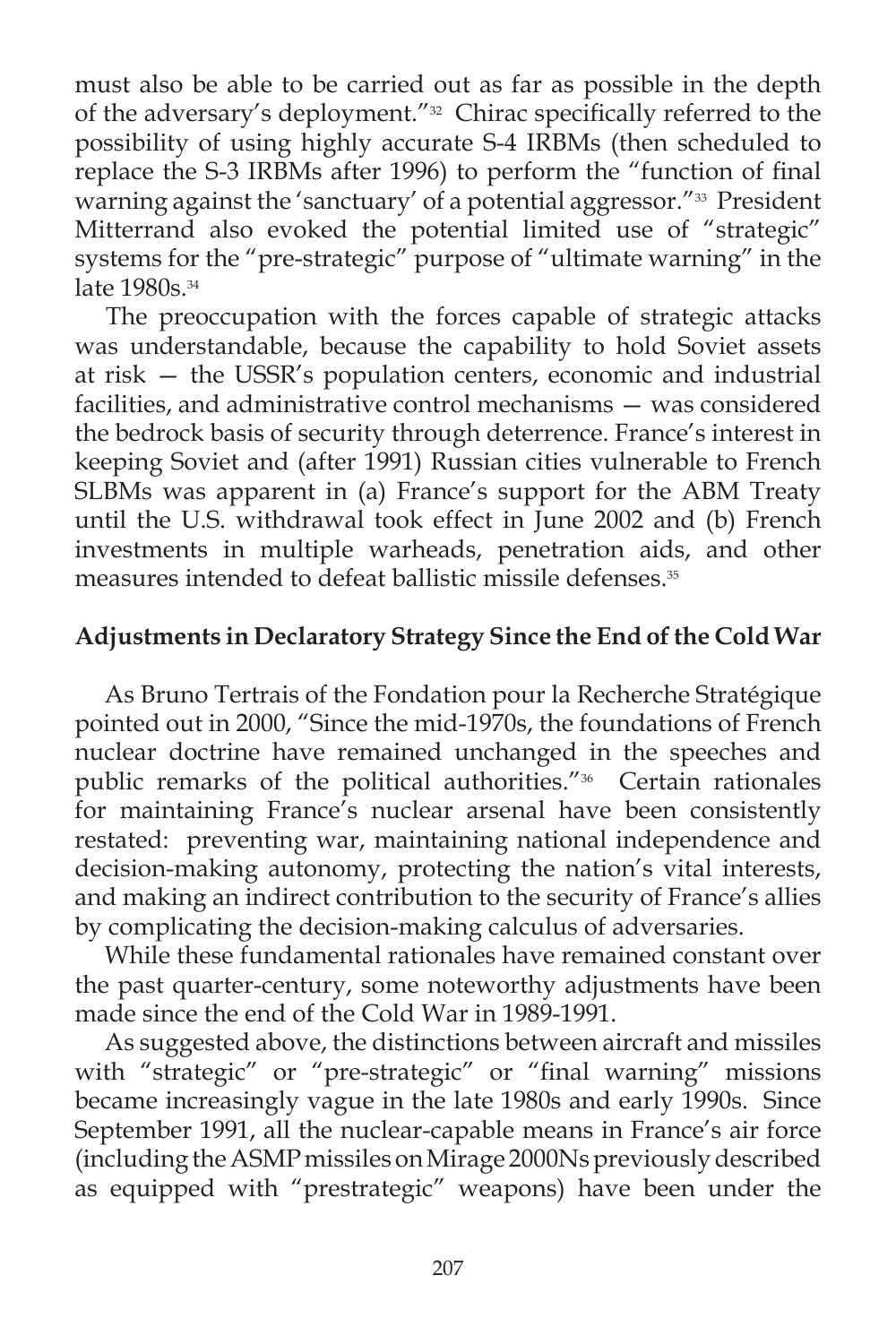must also be able to be carried out as far as possible in the depth of the adversary's deployment."[32] Chirac specifically referred to the possibility of using highly accurate S-4 IRBMs (then scheduled to replace the S-3 IRBMs after 1996) to perform the "function of final warning against the 'sanctuary' of a potential aggressor."[33] President Mitterrand also evoked the potential limited use of "strategic" systems for the "pre-strategic" purpose of "ultimate warning" in the late 1980s.[34]

The preoccupation with the forces capable of strategic attacks was understandable, because the capability to hold Soviet assets at risk — the USSR's population centers, economic and industrial facilities, and administrative control mechanisms — was considered the bedrock basis of security through deterrence. France's interest in keeping Soviet and (after 1991) Russian cities vulnerable to French SLBMs was apparent in (a) France's support for the ABM Treaty until the U.S. withdrawal took effect in June 2002 and (b) French investments in multiple warheads, penetration aids, and other measures intended to defeat ballistic missile defenses.[35]

## Adjustments in Declaratory Strategy Since the End of the Cold War

As Bruno Tertrais of the Fondation pour la Recherche Stratégique pointed out in 2000, "Since the mid-1970s, the foundations of French nuclear doctrine have remained unchanged in the speeches and public remarks of the political authorities."[36] Certain rationales for maintaining France's nuclear arsenal have been consistently restated: preventing war, maintaining national independence and decision-making autonomy, protecting the nation's vital interests, and making an indirect contribution to the security of France's allies by complicating the decision-making calculus of adversaries.

While these fundamental rationales have remained constant over the past quarter-century, some noteworthy adjustments have been made since the end of the Cold War in 1989-1991.

As suggested above, the distinctions between aircraft and missiles with "strategic" or "pre-strategic" or "final warning" missions became increasingly vague in the late 1980s and early 1990s. Since September 1991, all the nuclear-capable means in France's air force (including the ASMP missiles on Mirage 2000Ns previously described as equipped with "prestrategic" weapons) have been under the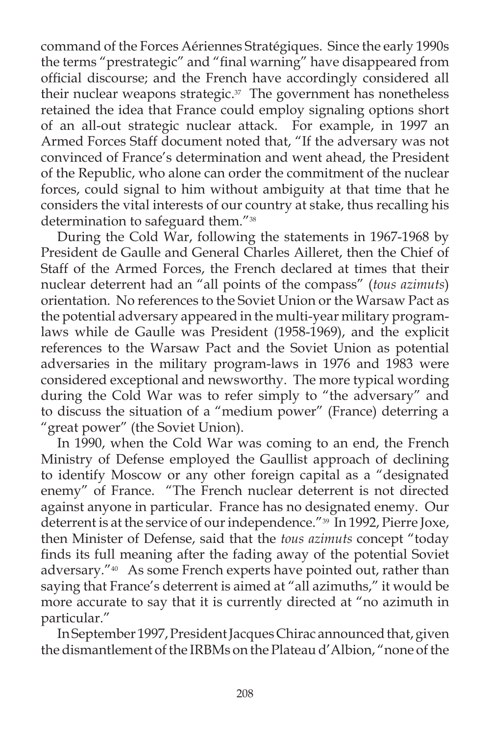command of the Forces Aériennes Stratégiques. Since the early 1990s the terms "prestrategic" and "final warning" have disappeared from official discourse; and the French have accordingly considered all their nuclear weapons strategic.[37] The government has nonetheless retained the idea that France could employ signaling options short of an all-out strategic nuclear attack. For example, in 1997 an Armed Forces Staff document noted that, "If the adversary was not convinced of France's determination and went ahead, the President of the Republic, who alone can order the commitment of the nuclear forces, could signal to him without ambiguity at that time that he considers the vital interests of our country at stake, thus recalling his determination to safeguard them."[38]

During the Cold War, following the statements in 1967-1968 by President de Gaulle and General Charles Ailleret, then the Chief of Staff of the Armed Forces, the French declared at times that their nuclear deterrent had an "all points of the compass" (*tous azimuts*) orientation. No references to the Soviet Union or the Warsaw Pact as the potential adversary appeared in the multi-year military program-laws while de Gaulle was President (1958-1969), and the explicit references to the Warsaw Pact and the Soviet Union as potential adversaries in the military program-laws in 1976 and 1983 were considered exceptional and newsworthy. The more typical wording during the Cold War was to refer simply to "the adversary" and to discuss the situation of a "medium power" (France) deterring a "great power" (the Soviet Union).

In 1990, when the Cold War was coming to an end, the French Ministry of Defense employed the Gaullist approach of declining to identify Moscow or any other foreign capital as a "designated enemy" of France. "The French nuclear deterrent is not directed against anyone in particular. France has no designated enemy. Our deterrent is at the service of our independence."[39] In 1992, Pierre Joxe, then Minister of Defense, said that the *tous azimuts* concept "today finds its full meaning after the fading away of the potential Soviet adversary."[40] As some French experts have pointed out, rather than saying that France's deterrent is aimed at "all azimuths," it would be more accurate to say that it is currently directed at "no azimuth in particular."

In September 1997, President Jacques Chirac announced that, given the dismantlement of the IRBMs on the Plateau d'Albion, "none of the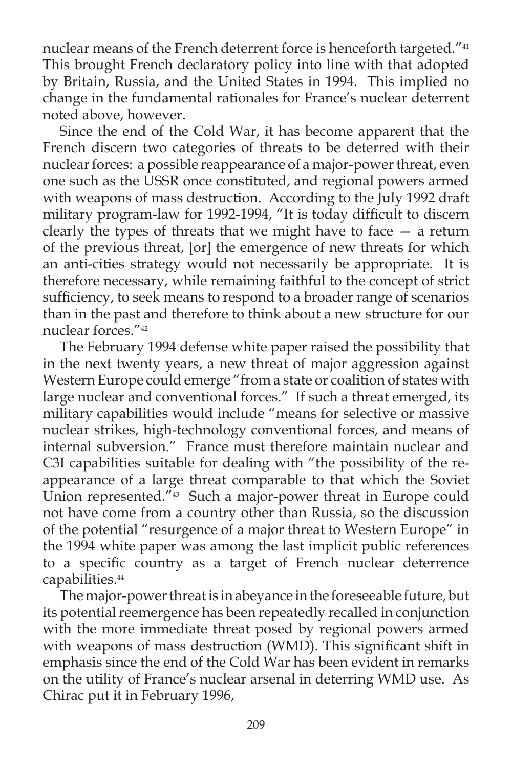nuclear means of the French deterrent force is henceforth targeted."[41] This brought French declaratory policy into line with that adopted by Britain, Russia, and the United States in 1994. This implied no change in the fundamental rationales for France's nuclear deterrent noted above, however.

Since the end of the Cold War, it has become apparent that the French discern two categories of threats to be deterred with their nuclear forces: a possible reappearance of a major-power threat, even one such as the USSR once constituted, and regional powers armed with weapons of mass destruction. According to the July 1992 draft military program-law for 1992-1994, "It is today difficult to discern clearly the types of threats that we might have to face — a return of the previous threat, [or] the emergence of new threats for which an anti-cities strategy would not necessarily be appropriate. It is therefore necessary, while remaining faithful to the concept of strict sufficiency, to seek means to respond to a broader range of scenarios than in the past and therefore to think about a new structure for our nuclear forces."[42]

The February 1994 defense white paper raised the possibility that in the next twenty years, a new threat of major aggression against Western Europe could emerge "from a state or coalition of states with large nuclear and conventional forces." If such a threat emerged, its military capabilities would include "means for selective or massive nuclear strikes, high-technology conventional forces, and means of internal subversion." France must therefore maintain nuclear and C3I capabilities suitable for dealing with "the possibility of the re-appearance of a large threat comparable to that which the Soviet Union represented."[43] Such a major-power threat in Europe could not have come from a country other than Russia, so the discussion of the potential "resurgence of a major threat to Western Europe" in the 1994 white paper was among the last implicit public references to a specific country as a target of French nuclear deterrence capabilities.[44]

The major-power threat is in abeyance in the foreseeable future, but its potential reemergence has been repeatedly recalled in conjunction with the more immediate threat posed by regional powers armed with weapons of mass destruction (WMD). This significant shift in emphasis since the end of the Cold War has been evident in remarks on the utility of France's nuclear arsenal in deterring WMD use. As Chirac put it in February 1996,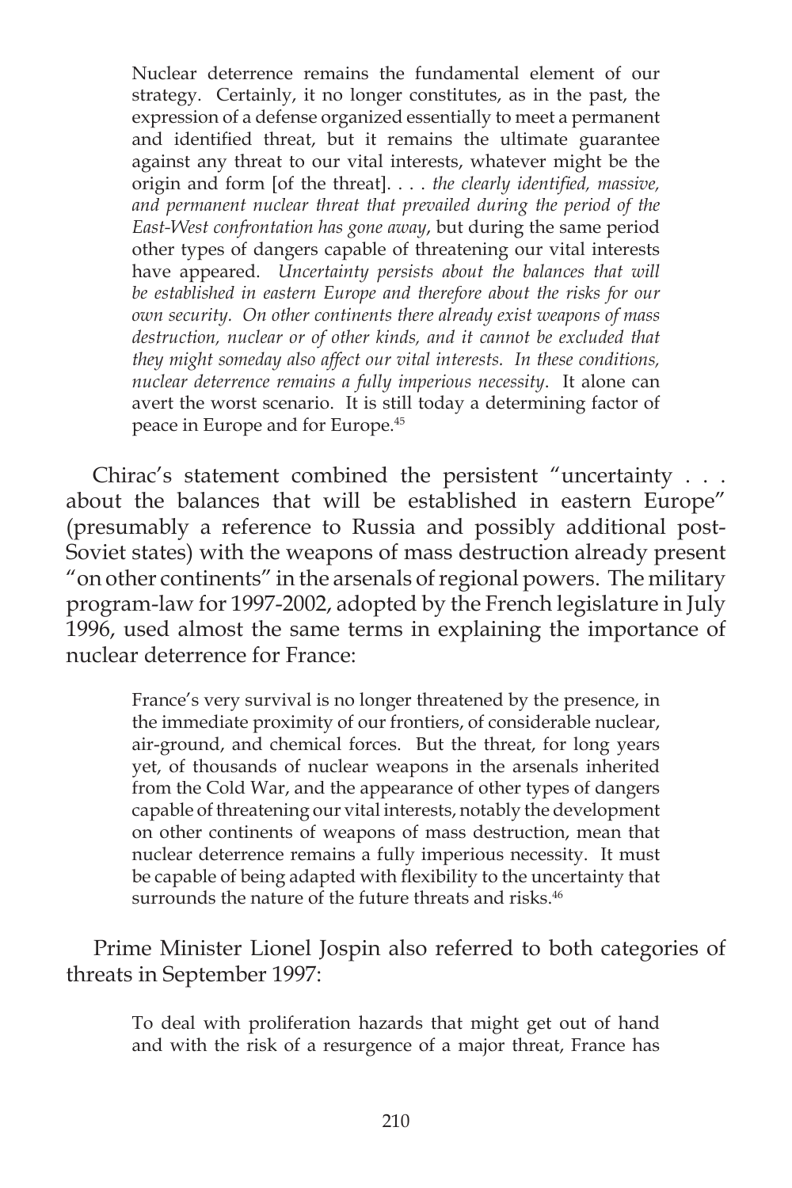> Nuclear deterrence remains the fundamental element of our strategy. Certainly, it no longer constitutes, as in the past, the expression of a defense organized essentially to meet a permanent and identified threat, but it remains the ultimate guarantee against any threat to our vital interests, whatever might be the origin and form [of the threat]. . . . *the clearly identified, massive, and permanent nuclear threat that prevailed during the period of the East-West confrontation has gone away*, but during the same period other types of dangers capable of threatening our vital interests have appeared. *Uncertainty persists about the balances that will be established in eastern Europe and therefore about the risks for our own security. On other continents there already exist weapons of mass destruction, nuclear or of other kinds, and it cannot be excluded that they might someday also affect our vital interests. In these conditions, nuclear deterrence remains a fully imperious necessity*. It alone can avert the worst scenario. It is still today a determining factor of peace in Europe and for Europe.[45]

Chirac's statement combined the persistent "uncertainty . . . about the balances that will be established in eastern Europe" (presumably a reference to Russia and possibly additional post-Soviet states) with the weapons of mass destruction already present "on other continents" in the arsenals of regional powers. The military program-law for 1997-2002, adopted by the French legislature in July 1996, used almost the same terms in explaining the importance of nuclear deterrence for France:

> France's very survival is no longer threatened by the presence, in the immediate proximity of our frontiers, of considerable nuclear, air-ground, and chemical forces. But the threat, for long years yet, of thousands of nuclear weapons in the arsenals inherited from the Cold War, and the appearance of other types of dangers capable of threatening our vital interests, notably the development on other continents of weapons of mass destruction, mean that nuclear deterrence remains a fully imperious necessity. It must be capable of being adapted with flexibility to the uncertainty that surrounds the nature of the future threats and risks.[46]

Prime Minister Lionel Jospin also referred to both categories of threats in September 1997:

> To deal with proliferation hazards that might get out of hand and with the risk of a resurgence of a major threat, France has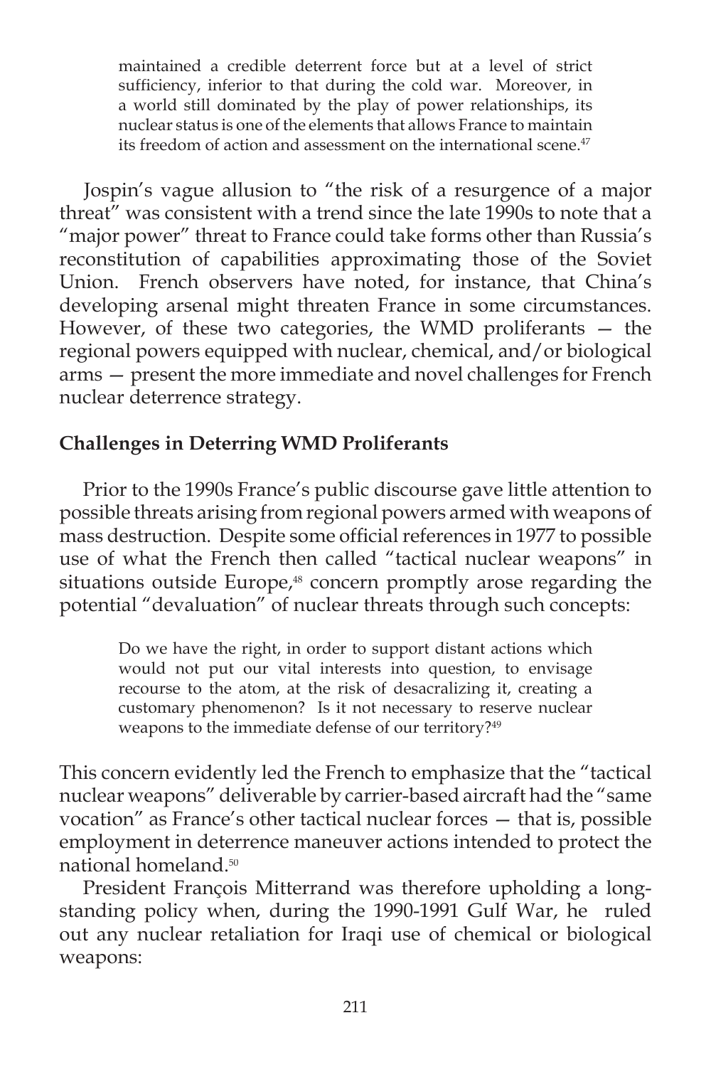> maintained a credible deterrent force but at a level of strict sufficiency, inferior to that during the cold war. Moreover, in a world still dominated by the play of power relationships, its nuclear status is one of the elements that allows France to maintain its freedom of action and assessment on the international scene.[47]

Jospin's vague allusion to "the risk of a resurgence of a major threat" was consistent with a trend since the late 1990s to note that a "major power" threat to France could take forms other than Russia's reconstitution of capabilities approximating those of the Soviet Union. French observers have noted, for instance, that China's developing arsenal might threaten France in some circumstances. However, of these two categories, the WMD proliferants — the regional powers equipped with nuclear, chemical, and/or biological arms — present the more immediate and novel challenges for French nuclear deterrence strategy.

**Challenges in Deterring WMD Proliferants**

Prior to the 1990s France's public discourse gave little attention to possible threats arising from regional powers armed with weapons of mass destruction. Despite some official references in 1977 to possible use of what the French then called "tactical nuclear weapons" in situations outside Europe,[48] concern promptly arose regarding the potential "devaluation" of nuclear threats through such concepts:

> Do we have the right, in order to support distant actions which would not put our vital interests into question, to envisage recourse to the atom, at the risk of desacralizing it, creating a customary phenomenon? Is it not necessary to reserve nuclear weapons to the immediate defense of our territory?[49]

This concern evidently led the French to emphasize that the "tactical nuclear weapons" deliverable by carrier-based aircraft had the "same vocation" as France's other tactical nuclear forces — that is, possible employment in deterrence maneuver actions intended to protect the national homeland.[50]

President François Mitterrand was therefore upholding a long-standing policy when, during the 1990-1991 Gulf War, he ruled out any nuclear retaliation for Iraqi use of chemical or biological weapons: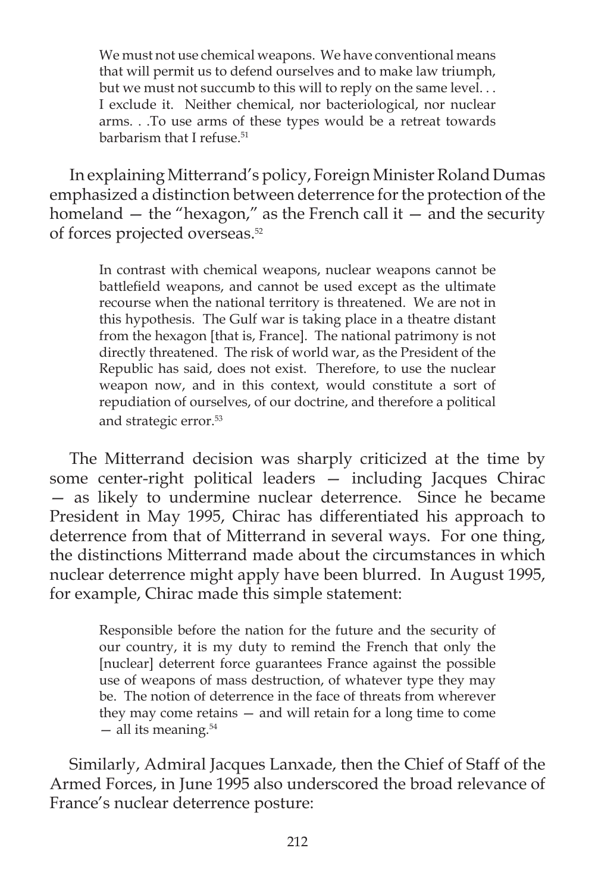> We must not use chemical weapons. We have conventional means that will permit us to defend ourselves and to make law triumph, but we must not succumb to this will to reply on the same level. . . I exclude it. Neither chemical, nor bacteriological, nor nuclear arms. . .To use arms of these types would be a retreat towards barbarism that I refuse.[51]

In explaining Mitterrand's policy, Foreign Minister Roland Dumas emphasized a distinction between deterrence for the protection of the homeland — the "hexagon," as the French call it — and the security of forces projected overseas.[52]

> In contrast with chemical weapons, nuclear weapons cannot be battlefield weapons, and cannot be used except as the ultimate recourse when the national territory is threatened. We are not in this hypothesis. The Gulf war is taking place in a theatre distant from the hexagon [that is, France]. The national patrimony is not directly threatened. The risk of world war, as the President of the Republic has said, does not exist. Therefore, to use the nuclear weapon now, and in this context, would constitute a sort of repudiation of ourselves, of our doctrine, and therefore a political and strategic error.[53]

The Mitterrand decision was sharply criticized at the time by some center-right political leaders — including Jacques Chirac — as likely to undermine nuclear deterrence. Since he became President in May 1995, Chirac has differentiated his approach to deterrence from that of Mitterrand in several ways. For one thing, the distinctions Mitterrand made about the circumstances in which nuclear deterrence might apply have been blurred. In August 1995, for example, Chirac made this simple statement:

> Responsible before the nation for the future and the security of our country, it is my duty to remind the French that only the [nuclear] deterrent force guarantees France against the possible use of weapons of mass destruction, of whatever type they may be. The notion of deterrence in the face of threats from wherever they may come retains — and will retain for a long time to come — all its meaning.[54]

Similarly, Admiral Jacques Lanxade, then the Chief of Staff of the Armed Forces, in June 1995 also underscored the broad relevance of France's nuclear deterrence posture: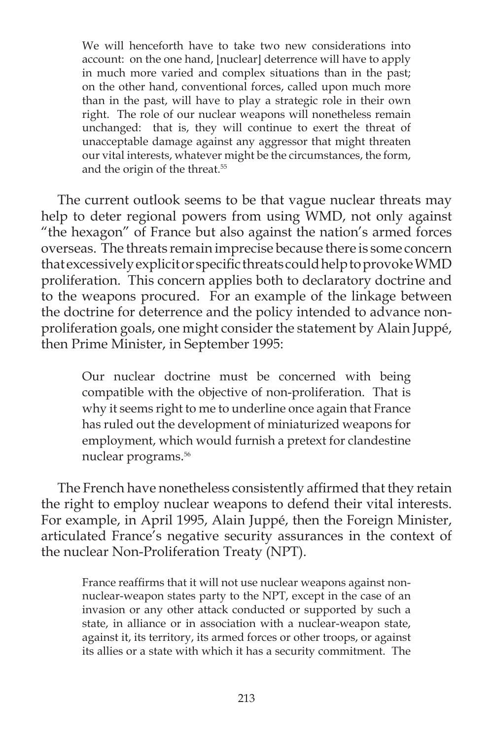> We will henceforth have to take two new considerations into account: on the one hand, [nuclear] deterrence will have to apply in much more varied and complex situations than in the past; on the other hand, conventional forces, called upon much more than in the past, will have to play a strategic role in their own right. The role of our nuclear weapons will nonetheless remain unchanged: that is, they will continue to exert the threat of unacceptable damage against any aggressor that might threaten our vital interests, whatever might be the circumstances, the form, and the origin of the threat.[55]

The current outlook seems to be that vague nuclear threats may help to deter regional powers from using WMD, not only against "the hexagon" of France but also against the nation's armed forces overseas. The threats remain imprecise because there is some concern that excessively explicit or specific threats could help to provoke WMD proliferation. This concern applies both to declaratory doctrine and to the weapons procured. For an example of the linkage between the doctrine for deterrence and the policy intended to advance non-proliferation goals, one might consider the statement by Alain Juppé, then Prime Minister, in September 1995:

> Our nuclear doctrine must be concerned with being compatible with the objective of non-proliferation. That is why it seems right to me to underline once again that France has ruled out the development of miniaturized weapons for employment, which would furnish a pretext for clandestine nuclear programs.[56]

The French have nonetheless consistently affirmed that they retain the right to employ nuclear weapons to defend their vital interests. For example, in April 1995, Alain Juppé, then the Foreign Minister, articulated France's negative security assurances in the context of the nuclear Non-Proliferation Treaty (NPT).

> France reaffirms that it will not use nuclear weapons against non-nuclear-weapon states party to the NPT, except in the case of an invasion or any other attack conducted or supported by such a state, in alliance or in association with a nuclear-weapon state, against it, its territory, its armed forces or other troops, or against its allies or a state with which it has a security commitment. The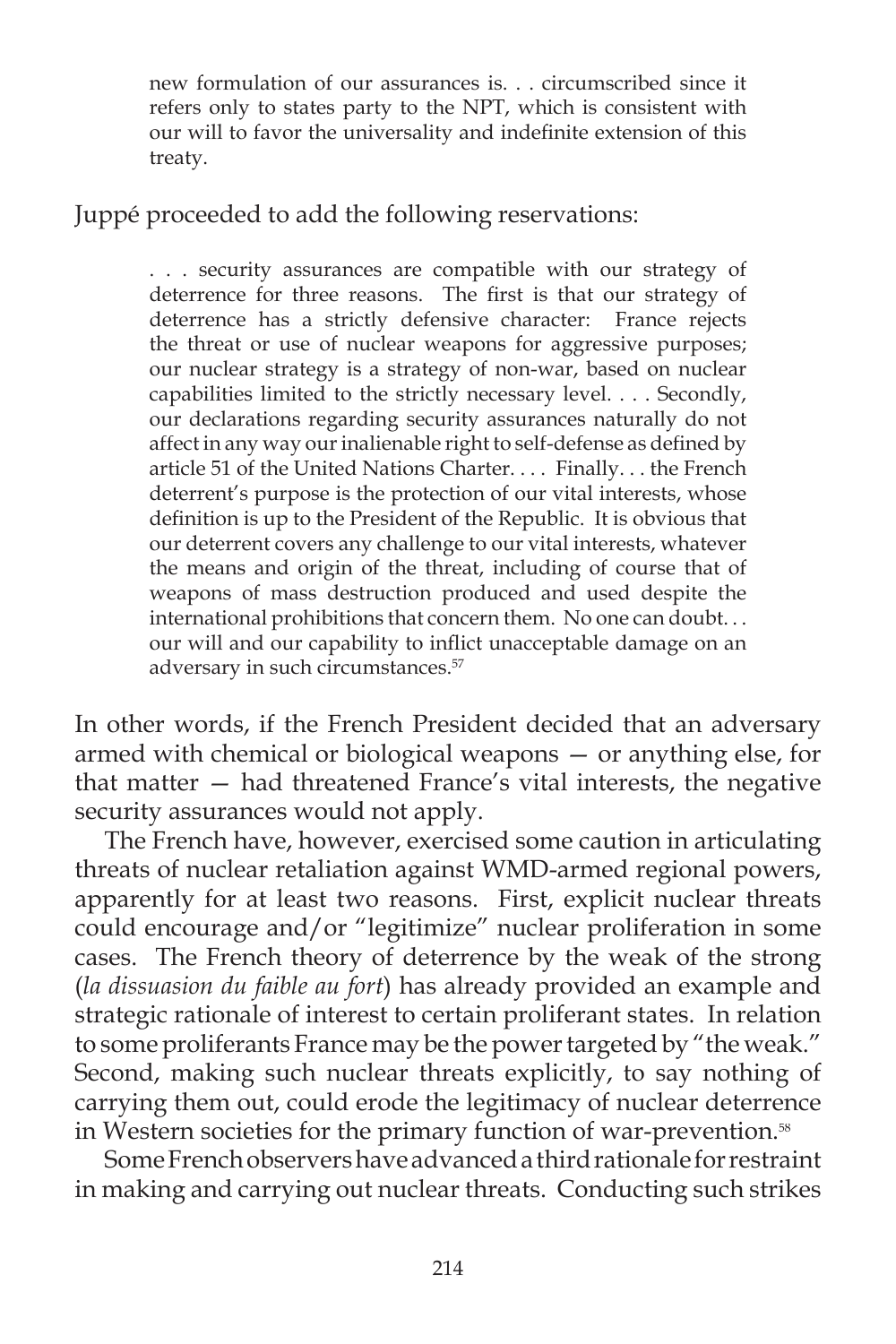> new formulation of our assurances is. . . circumscribed since it refers only to states party to the NPT, which is consistent with our will to favor the universality and indefinite extension of this treaty.

Juppé proceeded to add the following reservations:

> . . . security assurances are compatible with our strategy of deterrence for three reasons. The first is that our strategy of deterrence has a strictly defensive character: France rejects the threat or use of nuclear weapons for aggressive purposes; our nuclear strategy is a strategy of non-war, based on nuclear capabilities limited to the strictly necessary level. . . . Secondly, our declarations regarding security assurances naturally do not affect in any way our inalienable right to self-defense as defined by article 51 of the United Nations Charter. . . . Finally. . . the French deterrent's purpose is the protection of our vital interests, whose definition is up to the President of the Republic. It is obvious that our deterrent covers any challenge to our vital interests, whatever the means and origin of the threat, including of course that of weapons of mass destruction produced and used despite the international prohibitions that concern them. No one can doubt. . . our will and our capability to inflict unacceptable damage on an adversary in such circumstances.[57]

In other words, if the French President decided that an adversary armed with chemical or biological weapons — or anything else, for that matter — had threatened France's vital interests, the negative security assurances would not apply.

The French have, however, exercised some caution in articulating threats of nuclear retaliation against WMD-armed regional powers, apparently for at least two reasons. First, explicit nuclear threats could encourage and/or "legitimize" nuclear proliferation in some cases. The French theory of deterrence by the weak of the strong (*la dissuasion du faible au fort*) has already provided an example and strategic rationale of interest to certain proliferant states. In relation to some proliferants France may be the power targeted by "the weak." Second, making such nuclear threats explicitly, to say nothing of carrying them out, could erode the legitimacy of nuclear deterrence in Western societies for the primary function of war-prevention.[58]

Some French observers have advanced a third rationale for restraint in making and carrying out nuclear threats. Conducting such strikes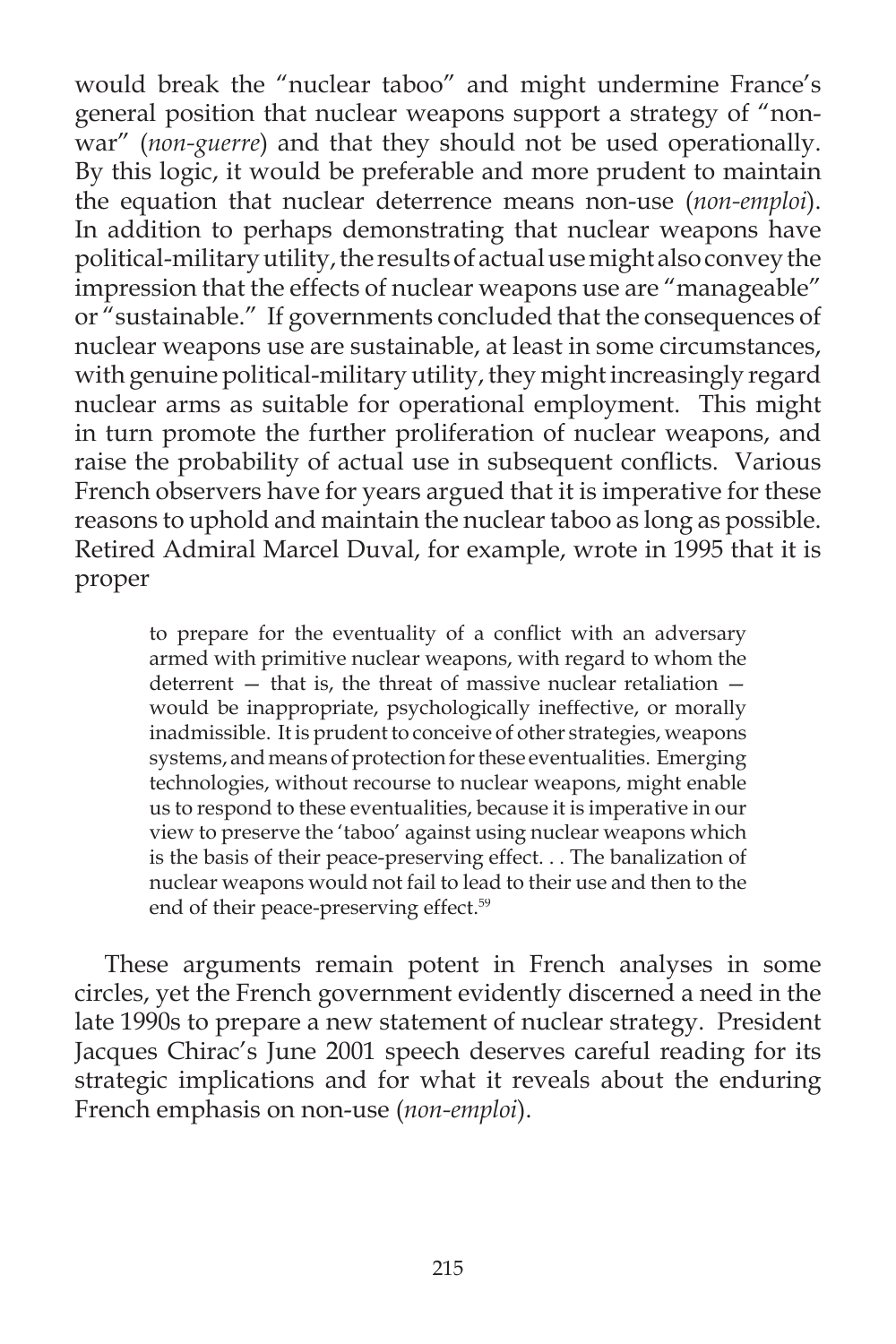would break the "nuclear taboo" and might undermine France's general position that nuclear weapons support a strategy of "non-war" (*non-guerre*) and that they should not be used operationally. By this logic, it would be preferable and more prudent to maintain the equation that nuclear deterrence means non-use (*non-emploi*). In addition to perhaps demonstrating that nuclear weapons have political-military utility, the results of actual use might also convey the impression that the effects of nuclear weapons use are "manageable" or "sustainable." If governments concluded that the consequences of nuclear weapons use are sustainable, at least in some circumstances, with genuine political-military utility, they might increasingly regard nuclear arms as suitable for operational employment. This might in turn promote the further proliferation of nuclear weapons, and raise the probability of actual use in subsequent conflicts. Various French observers have for years argued that it is imperative for these reasons to uphold and maintain the nuclear taboo as long as possible. Retired Admiral Marcel Duval, for example, wrote in 1995 that it is proper

> to prepare for the eventuality of a conflict with an adversary armed with primitive nuclear weapons, with regard to whom the deterrent — that is, the threat of massive nuclear retaliation — would be inappropriate, psychologically ineffective, or morally inadmissible. It is prudent to conceive of other strategies, weapons systems, and means of protection for these eventualities. Emerging technologies, without recourse to nuclear weapons, might enable us to respond to these eventualities, because it is imperative in our view to preserve the 'taboo' against using nuclear weapons which is the basis of their peace-preserving effect. . . The banalization of nuclear weapons would not fail to lead to their use and then to the end of their peace-preserving effect.[59]

These arguments remain potent in French analyses in some circles, yet the French government evidently discerned a need in the late 1990s to prepare a new statement of nuclear strategy. President Jacques Chirac's June 2001 speech deserves careful reading for its strategic implications and for what it reveals about the enduring French emphasis on non-use (*non-emploi*).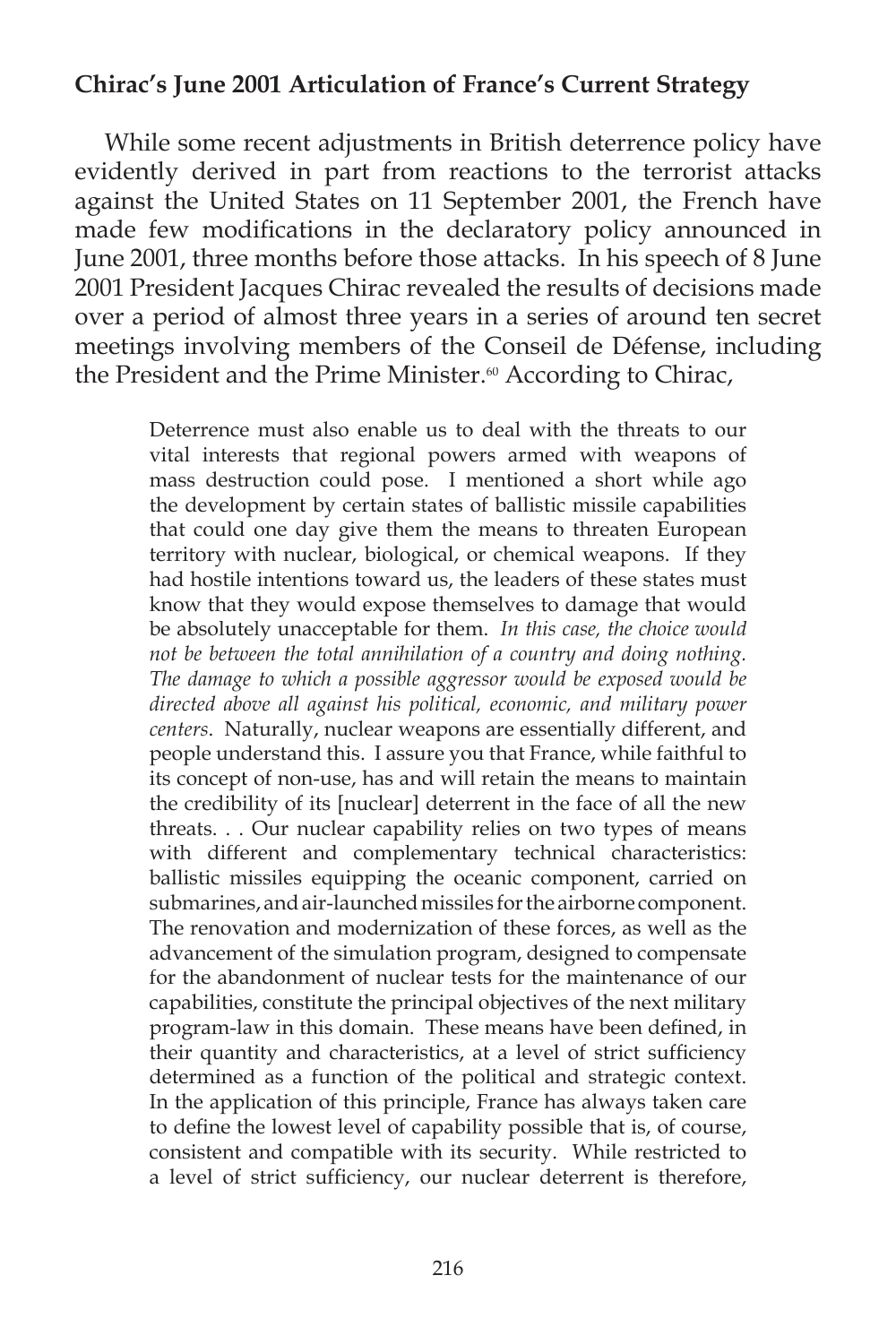**Chirac's June 2001 Articulation of France's Current Strategy**

While some recent adjustments in British deterrence policy have evidently derived in part from reactions to the terrorist attacks against the United States on 11 September 2001, the French have made few modifications in the declaratory policy announced in June 2001, three months before those attacks. In his speech of 8 June 2001 President Jacques Chirac revealed the results of decisions made over a period of almost three years in a series of around ten secret meetings involving members of the Conseil de Défense, including the President and the Prime Minister.[60] According to Chirac,

> Deterrence must also enable us to deal with the threats to our vital interests that regional powers armed with weapons of mass destruction could pose. I mentioned a short while ago the development by certain states of ballistic missile capabilities that could one day give them the means to threaten European territory with nuclear, biological, or chemical weapons. If they had hostile intentions toward us, the leaders of these states must know that they would expose themselves to damage that would be absolutely unacceptable for them. *In this case, the choice would not be between the total annihilation of a country and doing nothing. The damage to which a possible aggressor would be exposed would be directed above all against his political, economic, and military power centers*. Naturally, nuclear weapons are essentially different, and people understand this. I assure you that France, while faithful to its concept of non-use, has and will retain the means to maintain the credibility of its [nuclear] deterrent in the face of all the new threats. . . Our nuclear capability relies on two types of means with different and complementary technical characteristics: ballistic missiles equipping the oceanic component, carried on submarines, and air-launched missiles for the airborne component. The renovation and modernization of these forces, as well as the advancement of the simulation program, designed to compensate for the abandonment of nuclear tests for the maintenance of our capabilities, constitute the principal objectives of the next military program-law in this domain. These means have been defined, in their quantity and characteristics, at a level of strict sufficiency determined as a function of the political and strategic context. In the application of this principle, France has always taken care to define the lowest level of capability possible that is, of course, consistent and compatible with its security. While restricted to a level of strict sufficiency, our nuclear deterrent is therefore,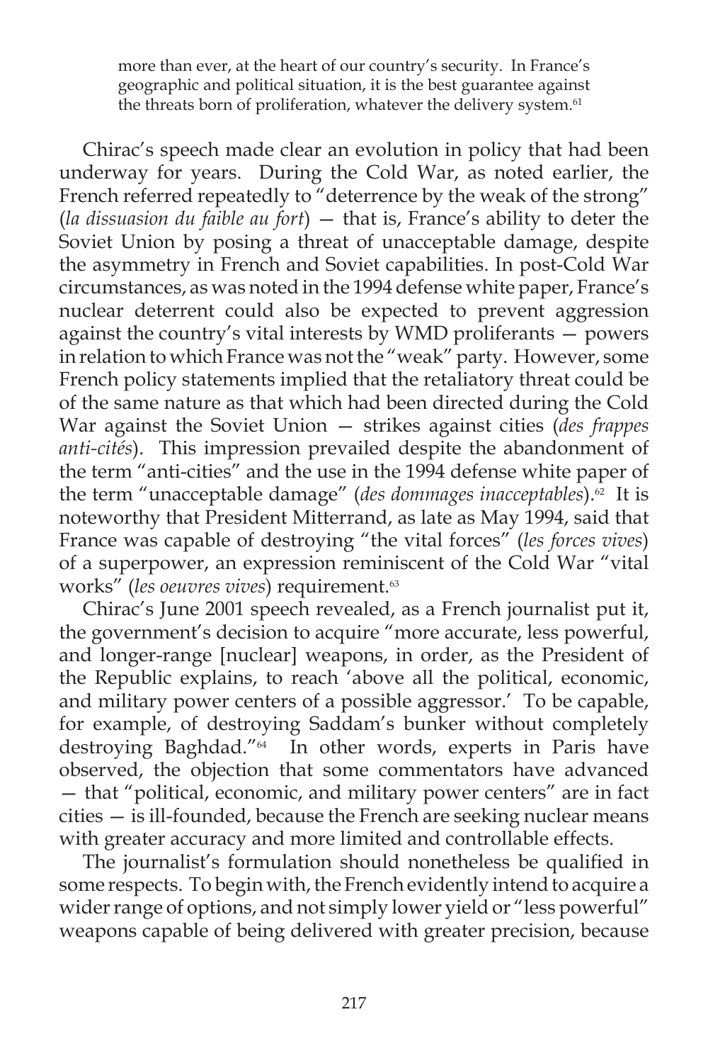> more than ever, at the heart of our country's security. In France's geographic and political situation, it is the best guarantee against the threats born of proliferation, whatever the delivery system.[61]

Chirac's speech made clear an evolution in policy that had been underway for years. During the Cold War, as noted earlier, the French referred repeatedly to "deterrence by the weak of the strong" (*la dissuasion du faible au fort*) — that is, France's ability to deter the Soviet Union by posing a threat of unacceptable damage, despite the asymmetry in French and Soviet capabilities. In post-Cold War circumstances, as was noted in the 1994 defense white paper, France's nuclear deterrent could also be expected to prevent aggression against the country's vital interests by WMD proliferants — powers in relation to which France was not the "weak" party. However, some French policy statements implied that the retaliatory threat could be of the same nature as that which had been directed during the Cold War against the Soviet Union — strikes against cities (*des frappes anti-cités*). This impression prevailed despite the abandonment of the term "anti-cities" and the use in the 1994 defense white paper of the term "unacceptable damage" (*des dommages inacceptables*).[62] It is noteworthy that President Mitterrand, as late as May 1994, said that France was capable of destroying "the vital forces" (*les forces vives*) of a superpower, an expression reminiscent of the Cold War "vital works" (*les oeuvres vives*) requirement.[63]

Chirac's June 2001 speech revealed, as a French journalist put it, the government's decision to acquire "more accurate, less powerful, and longer-range [nuclear] weapons, in order, as the President of the Republic explains, to reach 'above all the political, economic, and military power centers of a possible aggressor.' To be capable, for example, of destroying Saddam's bunker without completely destroying Baghdad."[64] In other words, experts in Paris have observed, the objection that some commentators have advanced — that "political, economic, and military power centers" are in fact cities — is ill-founded, because the French are seeking nuclear means with greater accuracy and more limited and controllable effects.

The journalist's formulation should nonetheless be qualified in some respects. To begin with, the French evidently intend to acquire a wider range of options, and not simply lower yield or "less powerful" weapons capable of being delivered with greater precision, because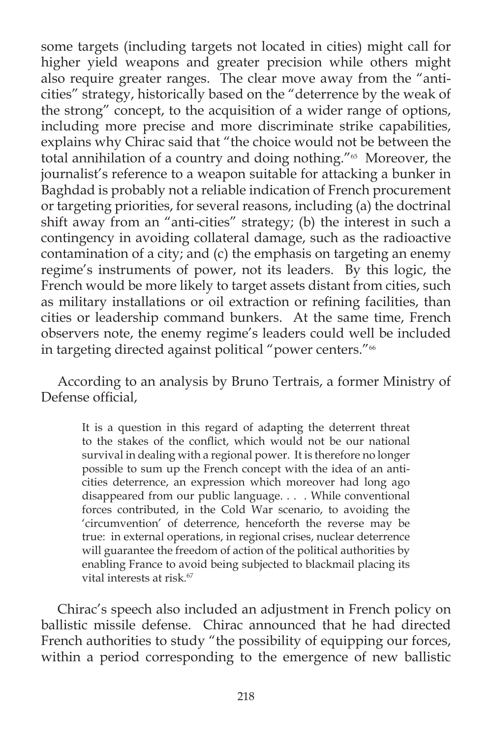some targets (including targets not located in cities) might call for higher yield weapons and greater precision while others might also require greater ranges. The clear move away from the "anti-cities" strategy, historically based on the "deterrence by the weak of the strong" concept, to the acquisition of a wider range of options, including more precise and more discriminate strike capabilities, explains why Chirac said that "the choice would not be between the total annihilation of a country and doing nothing."[65] Moreover, the journalist's reference to a weapon suitable for attacking a bunker in Baghdad is probably not a reliable indication of French procurement or targeting priorities, for several reasons, including (a) the doctrinal shift away from an "anti-cities" strategy; (b) the interest in such a contingency in avoiding collateral damage, such as the radioactive contamination of a city; and (c) the emphasis on targeting an enemy regime's instruments of power, not its leaders. By this logic, the French would be more likely to target assets distant from cities, such as military installations or oil extraction or refining facilities, than cities or leadership command bunkers. At the same time, French observers note, the enemy regime's leaders could well be included in targeting directed against political "power centers."[66]

According to an analysis by Bruno Tertrais, a former Ministry of Defense official,

> It is a question in this regard of adapting the deterrent threat to the stakes of the conflict, which would not be our national survival in dealing with a regional power. It is therefore no longer possible to sum up the French concept with the idea of an anti-cities deterrence, an expression which moreover had long ago disappeared from our public language. . . . While conventional forces contributed, in the Cold War scenario, to avoiding the 'circumvention' of deterrence, henceforth the reverse may be true: in external operations, in regional crises, nuclear deterrence will guarantee the freedom of action of the political authorities by enabling France to avoid being subjected to blackmail placing its vital interests at risk.[67]

Chirac's speech also included an adjustment in French policy on ballistic missile defense. Chirac announced that he had directed French authorities to study "the possibility of equipping our forces, within a period corresponding to the emergence of new ballistic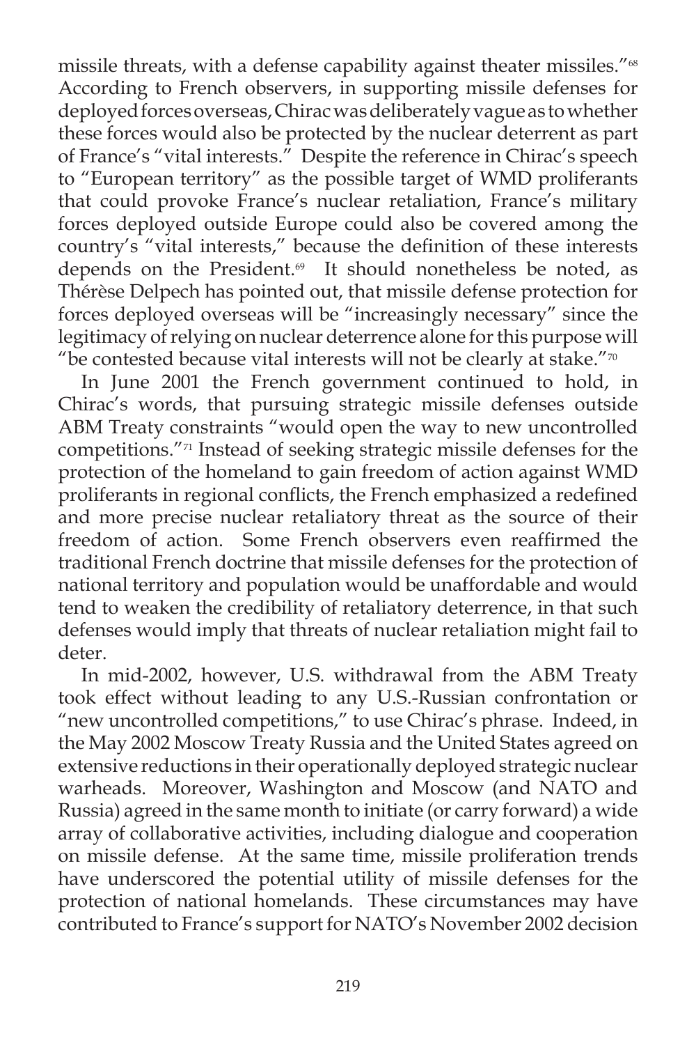missile threats, with a defense capability against theater missiles."[68] According to French observers, in supporting missile defenses for deployed forces overseas, Chirac was deliberately vague as to whether these forces would also be protected by the nuclear deterrent as part of France's "vital interests." Despite the reference in Chirac's speech to "European territory" as the possible target of WMD proliferants that could provoke France's nuclear retaliation, France's military forces deployed outside Europe could also be covered among the country's "vital interests," because the definition of these interests depends on the President.[69] It should nonetheless be noted, as Thérèse Delpech has pointed out, that missile defense protection for forces deployed overseas will be "increasingly necessary" since the legitimacy of relying on nuclear deterrence alone for this purpose will "be contested because vital interests will not be clearly at stake."[70]

In June 2001 the French government continued to hold, in Chirac's words, that pursuing strategic missile defenses outside ABM Treaty constraints "would open the way to new uncontrolled competitions."[71] Instead of seeking strategic missile defenses for the protection of the homeland to gain freedom of action against WMD proliferants in regional conflicts, the French emphasized a redefined and more precise nuclear retaliatory threat as the source of their freedom of action. Some French observers even reaffirmed the traditional French doctrine that missile defenses for the protection of national territory and population would be unaffordable and would tend to weaken the credibility of retaliatory deterrence, in that such defenses would imply that threats of nuclear retaliation might fail to deter.

In mid-2002, however, U.S. withdrawal from the ABM Treaty took effect without leading to any U.S.-Russian confrontation or "new uncontrolled competitions," to use Chirac's phrase. Indeed, in the May 2002 Moscow Treaty Russia and the United States agreed on extensive reductions in their operationally deployed strategic nuclear warheads. Moreover, Washington and Moscow (and NATO and Russia) agreed in the same month to initiate (or carry forward) a wide array of collaborative activities, including dialogue and cooperation on missile defense. At the same time, missile proliferation trends have underscored the potential utility of missile defenses for the protection of national homelands. These circumstances may have contributed to France's support for NATO's November 2002 decision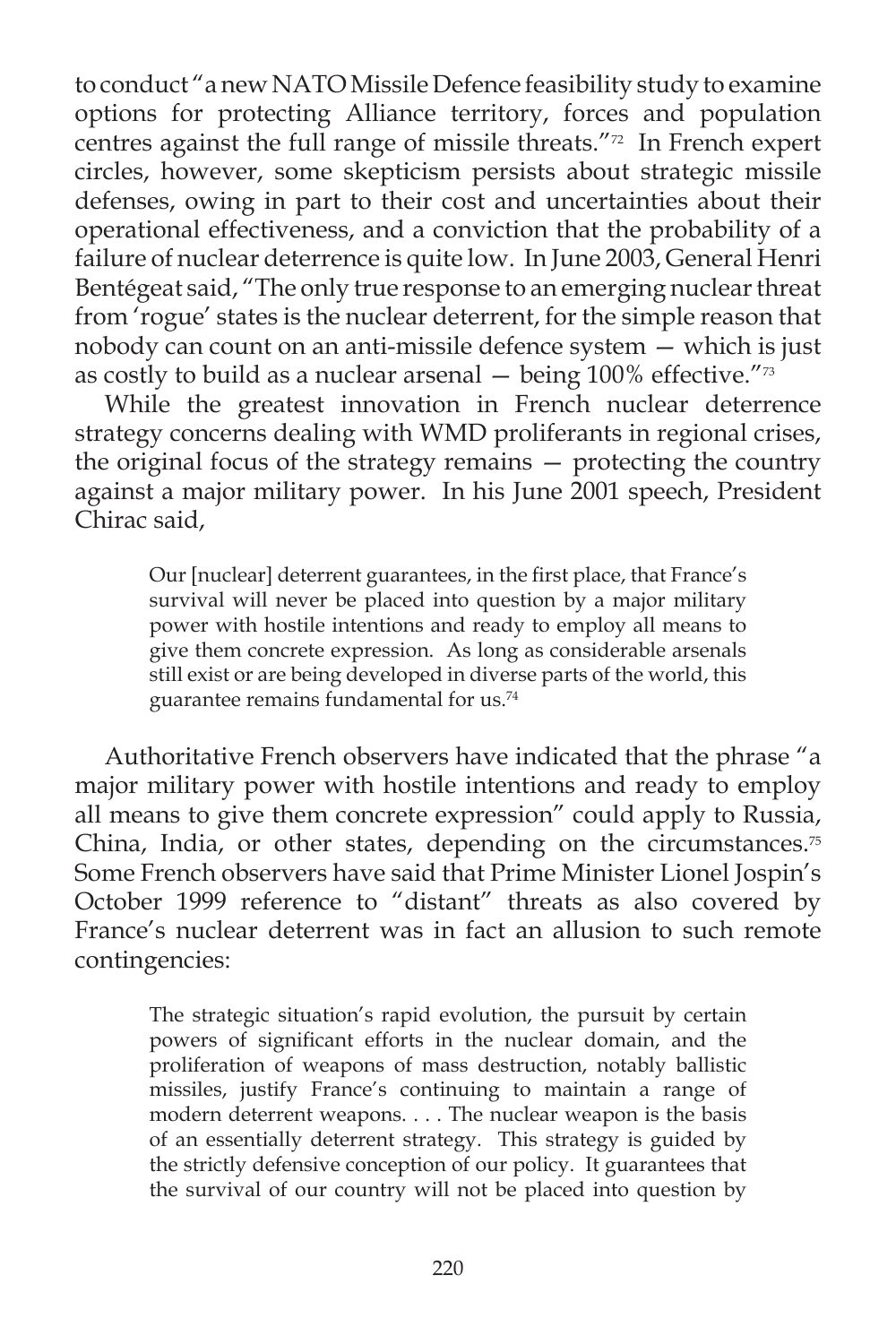to conduct "a new NATO Missile Defence feasibility study to examine options for protecting Alliance territory, forces and population centres against the full range of missile threats."[72] In French expert circles, however, some skepticism persists about strategic missile defenses, owing in part to their cost and uncertainties about their operational effectiveness, and a conviction that the probability of a failure of nuclear deterrence is quite low. In June 2003, General Henri Bentégeat said, "The only true response to an emerging nuclear threat from 'rogue' states is the nuclear deterrent, for the simple reason that nobody can count on an anti-missile defence system — which is just as costly to build as a nuclear arsenal — being 100% effective."[73]

While the greatest innovation in French nuclear deterrence strategy concerns dealing with WMD proliferants in regional crises, the original focus of the strategy remains — protecting the country against a major military power. In his June 2001 speech, President Chirac said,

> Our [nuclear] deterrent guarantees, in the first place, that France's survival will never be placed into question by a major military power with hostile intentions and ready to employ all means to give them concrete expression. As long as considerable arsenals still exist or are being developed in diverse parts of the world, this guarantee remains fundamental for us.[74]

Authoritative French observers have indicated that the phrase "a major military power with hostile intentions and ready to employ all means to give them concrete expression" could apply to Russia, China, India, or other states, depending on the circumstances.[75] Some French observers have said that Prime Minister Lionel Jospin's October 1999 reference to "distant" threats as also covered by France's nuclear deterrent was in fact an allusion to such remote contingencies:

> The strategic situation's rapid evolution, the pursuit by certain powers of significant efforts in the nuclear domain, and the proliferation of weapons of mass destruction, notably ballistic missiles, justify France's continuing to maintain a range of modern deterrent weapons. . . . The nuclear weapon is the basis of an essentially deterrent strategy. This strategy is guided by the strictly defensive conception of our policy. It guarantees that the survival of our country will not be placed into question by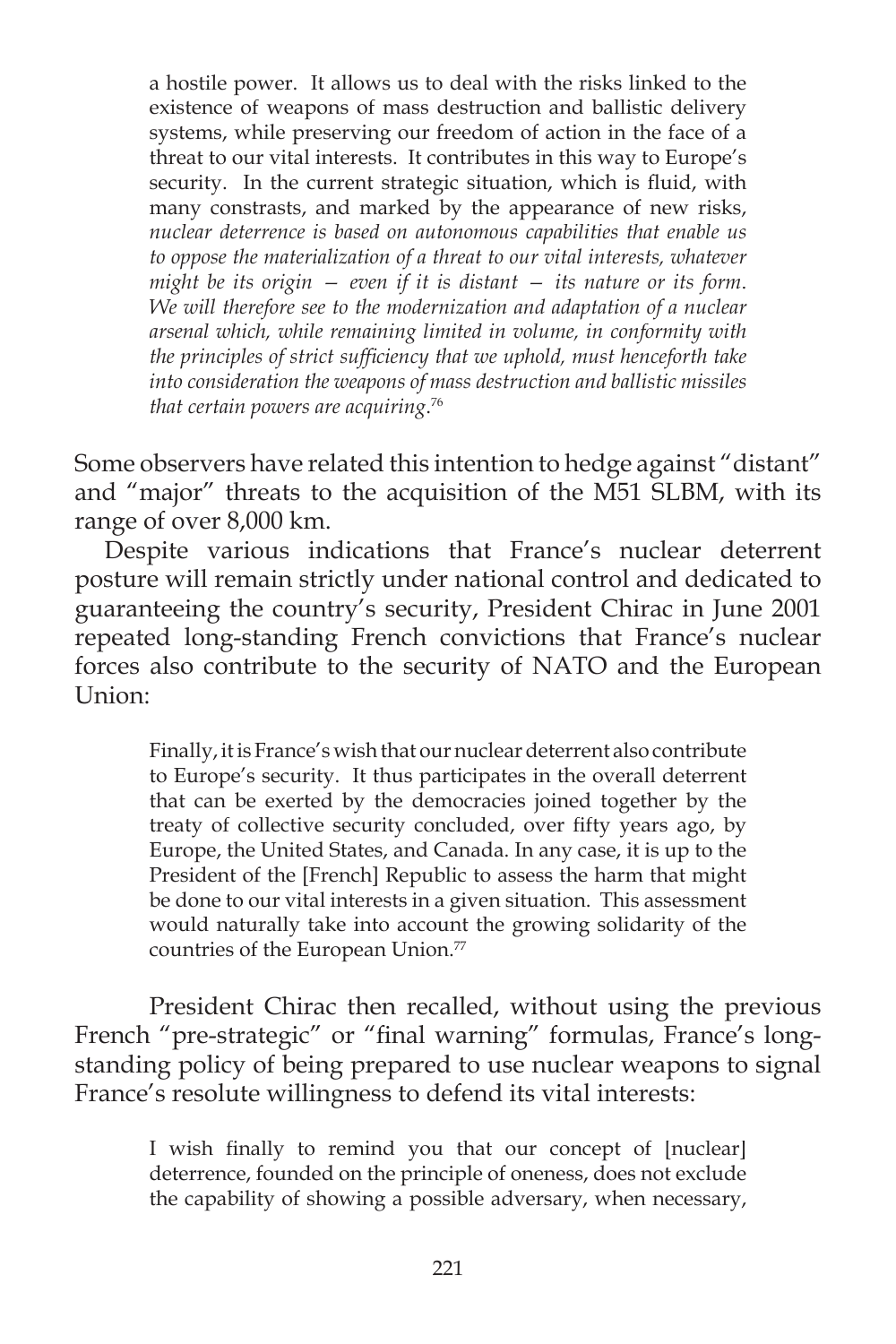> a hostile power. It allows us to deal with the risks linked to the existence of weapons of mass destruction and ballistic delivery systems, while preserving our freedom of action in the face of a threat to our vital interests. It contributes in this way to Europe's security. In the current strategic situation, which is fluid, with many constrasts, and marked by the appearance of new risks, *nuclear deterrence is based on autonomous capabilities that enable us to oppose the materialization of a threat to our vital interests, whatever might be its origin — even if it is distant — its nature or its form. We will therefore see to the modernization and adaptation of a nuclear arsenal which, while remaining limited in volume, in conformity with the principles of strict sufficiency that we uphold, must henceforth take into consideration the weapons of mass destruction and ballistic missiles that certain powers are acquiring*.[76]

Some observers have related this intention to hedge against "distant" and "major" threats to the acquisition of the M51 SLBM, with its range of over 8,000 km.

Despite various indications that France's nuclear deterrent posture will remain strictly under national control and dedicated to guaranteeing the country's security, President Chirac in June 2001 repeated long-standing French convictions that France's nuclear forces also contribute to the security of NATO and the European Union:

> Finally, it is France's wish that our nuclear deterrent also contribute to Europe's security. It thus participates in the overall deterrent that can be exerted by the democracies joined together by the treaty of collective security concluded, over fifty years ago, by Europe, the United States, and Canada. In any case, it is up to the President of the [French] Republic to assess the harm that might be done to our vital interests in a given situation. This assessment would naturally take into account the growing solidarity of the countries of the European Union.[77]

President Chirac then recalled, without using the previous French "pre-strategic" or "final warning" formulas, France's long-standing policy of being prepared to use nuclear weapons to signal France's resolute willingness to defend its vital interests:

> I wish finally to remind you that our concept of [nuclear] deterrence, founded on the principle of oneness, does not exclude the capability of showing a possible adversary, when necessary,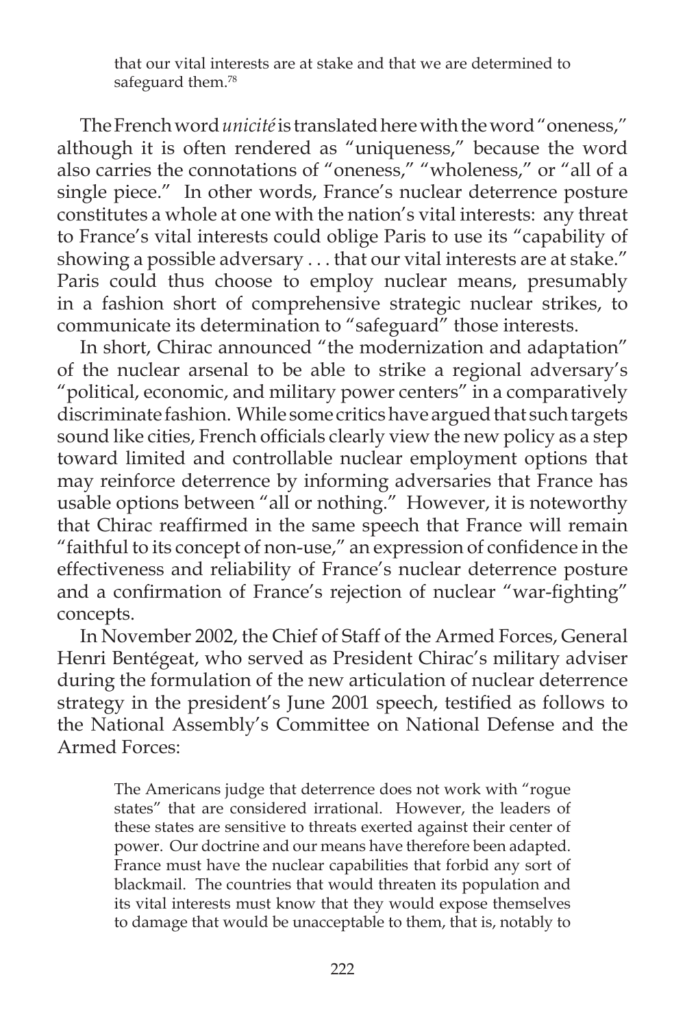> that our vital interests are at stake and that we are determined to safeguard them.[78]

The French word *unicité* is translated here with the word "oneness," although it is often rendered as "uniqueness," because the word also carries the connotations of "oneness," "wholeness," or "all of a single piece." In other words, France's nuclear deterrence posture constitutes a whole at one with the nation's vital interests: any threat to France's vital interests could oblige Paris to use its "capability of showing a possible adversary . . . that our vital interests are at stake." Paris could thus choose to employ nuclear means, presumably in a fashion short of comprehensive strategic nuclear strikes, to communicate its determination to "safeguard" those interests.

In short, Chirac announced "the modernization and adaptation" of the nuclear arsenal to be able to strike a regional adversary's "political, economic, and military power centers" in a comparatively discriminate fashion. While some critics have argued that such targets sound like cities, French officials clearly view the new policy as a step toward limited and controllable nuclear employment options that may reinforce deterrence by informing adversaries that France has usable options between "all or nothing." However, it is noteworthy that Chirac reaffirmed in the same speech that France will remain "faithful to its concept of non-use," an expression of confidence in the effectiveness and reliability of France's nuclear deterrence posture and a confirmation of France's rejection of nuclear "war-fighting" concepts.

In November 2002, the Chief of Staff of the Armed Forces, General Henri Bentégeat, who served as President Chirac's military adviser during the formulation of the new articulation of nuclear deterrence strategy in the president's June 2001 speech, testified as follows to the National Assembly's Committee on National Defense and the Armed Forces:

> The Americans judge that deterrence does not work with "rogue states" that are considered irrational. However, the leaders of these states are sensitive to threats exerted against their center of power. Our doctrine and our means have therefore been adapted. France must have the nuclear capabilities that forbid any sort of blackmail. The countries that would threaten its population and its vital interests must know that they would expose themselves to damage that would be unacceptable to them, that is, notably to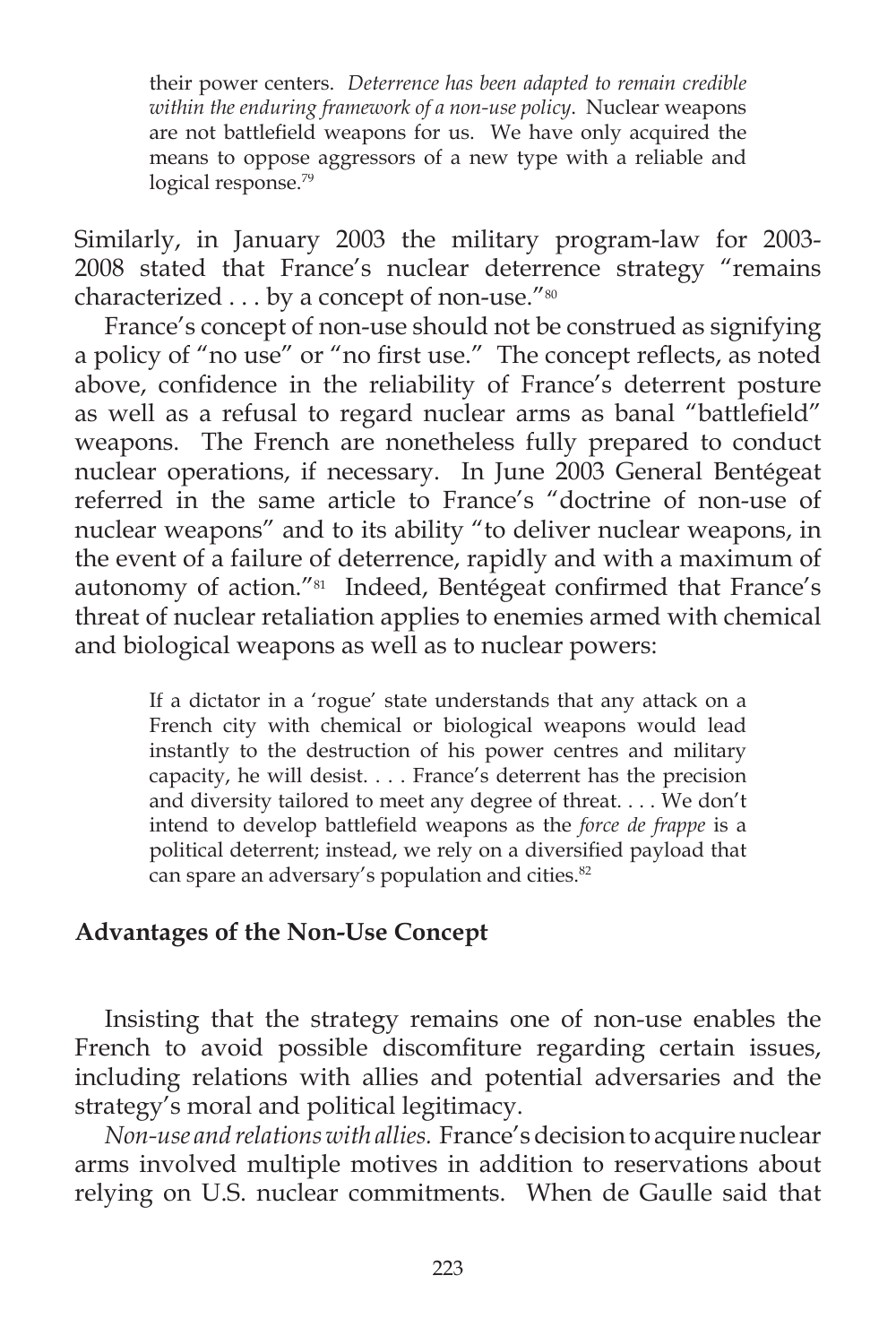> their power centers. *Deterrence has been adapted to remain credible within the enduring framework of a non-use policy.* Nuclear weapons are not battlefield weapons for us. We have only acquired the means to oppose aggressors of a new type with a reliable and logical response.[79]

Similarly, in January 2003 the military program-law for 2003-2008 stated that France's nuclear deterrence strategy "remains characterized . . . by a concept of non-use."[80]

France's concept of non-use should not be construed as signifying a policy of "no use" or "no first use." The concept reflects, as noted above, confidence in the reliability of France's deterrent posture as well as a refusal to regard nuclear arms as banal "battlefield" weapons. The French are nonetheless fully prepared to conduct nuclear operations, if necessary. In June 2003 General Bentégeat referred in the same article to France's "doctrine of non-use of nuclear weapons" and to its ability "to deliver nuclear weapons, in the event of a failure of deterrence, rapidly and with a maximum of autonomy of action."[81] Indeed, Bentégeat confirmed that France's threat of nuclear retaliation applies to enemies armed with chemical and biological weapons as well as to nuclear powers:

> If a dictator in a 'rogue' state understands that any attack on a French city with chemical or biological weapons would lead instantly to the destruction of his power centres and military capacity, he will desist. . . . France's deterrent has the precision and diversity tailored to meet any degree of threat. . . . We don't intend to develop battlefield weapons as the *force de frappe* is a political deterrent; instead, we rely on a diversified payload that can spare an adversary's population and cities.[82]

### Advantages of the Non-Use Concept

Insisting that the strategy remains one of non-use enables the French to avoid possible discomfiture regarding certain issues, including relations with allies and potential adversaries and the strategy's moral and political legitimacy.

*Non-use and relations with allies.* France's decision to acquire nuclear arms involved multiple motives in addition to reservations about relying on U.S. nuclear commitments. When de Gaulle said that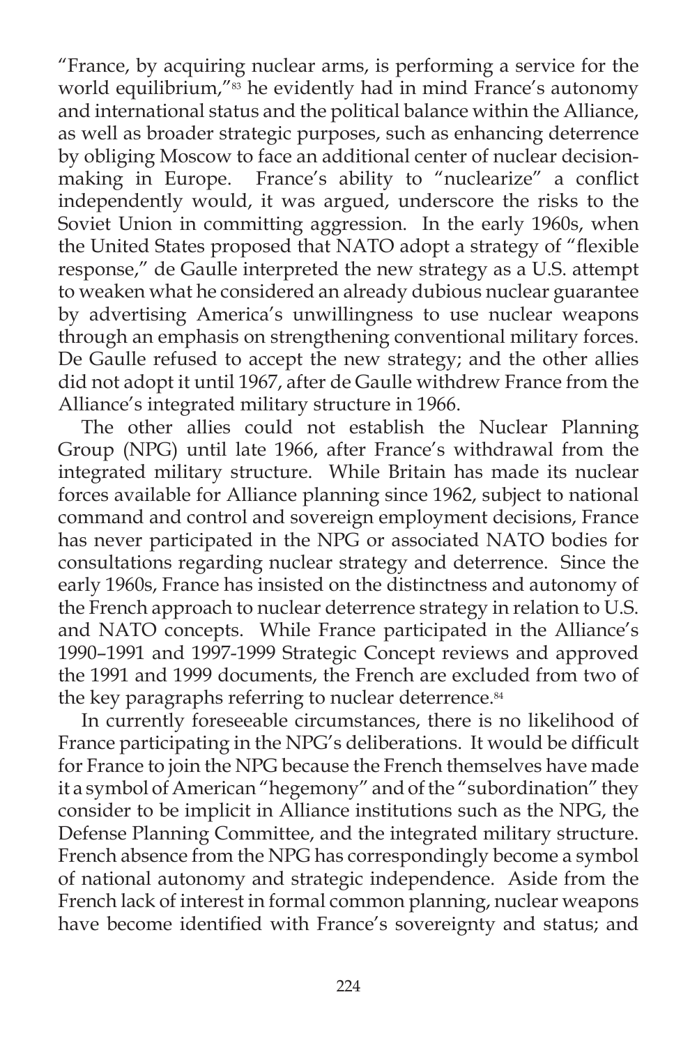"France, by acquiring nuclear arms, is performing a service for the world equilibrium,"[83] he evidently had in mind France's autonomy and international status and the political balance within the Alliance, as well as broader strategic purposes, such as enhancing deterrence by obliging Moscow to face an additional center of nuclear decision-making in Europe. France's ability to "nuclearize" a conflict independently would, it was argued, underscore the risks to the Soviet Union in committing aggression. In the early 1960s, when the United States proposed that NATO adopt a strategy of "flexible response," de Gaulle interpreted the new strategy as a U.S. attempt to weaken what he considered an already dubious nuclear guarantee by advertising America's unwillingness to use nuclear weapons through an emphasis on strengthening conventional military forces. De Gaulle refused to accept the new strategy; and the other allies did not adopt it until 1967, after de Gaulle withdrew France from the Alliance's integrated military structure in 1966.

The other allies could not establish the Nuclear Planning Group (NPG) until late 1966, after France's withdrawal from the integrated military structure. While Britain has made its nuclear forces available for Alliance planning since 1962, subject to national command and control and sovereign employment decisions, France has never participated in the NPG or associated NATO bodies for consultations regarding nuclear strategy and deterrence. Since the early 1960s, France has insisted on the distinctness and autonomy of the French approach to nuclear deterrence strategy in relation to U.S. and NATO concepts. While France participated in the Alliance's 1990–1991 and 1997-1999 Strategic Concept reviews and approved the 1991 and 1999 documents, the French are excluded from two of the key paragraphs referring to nuclear deterrence.[84]

In currently foreseeable circumstances, there is no likelihood of France participating in the NPG's deliberations. It would be difficult for France to join the NPG because the French themselves have made it a symbol of American "hegemony" and of the "subordination" they consider to be implicit in Alliance institutions such as the NPG, the Defense Planning Committee, and the integrated military structure. French absence from the NPG has correspondingly become a symbol of national autonomy and strategic independence. Aside from the French lack of interest in formal common planning, nuclear weapons have become identified with France's sovereignty and status; and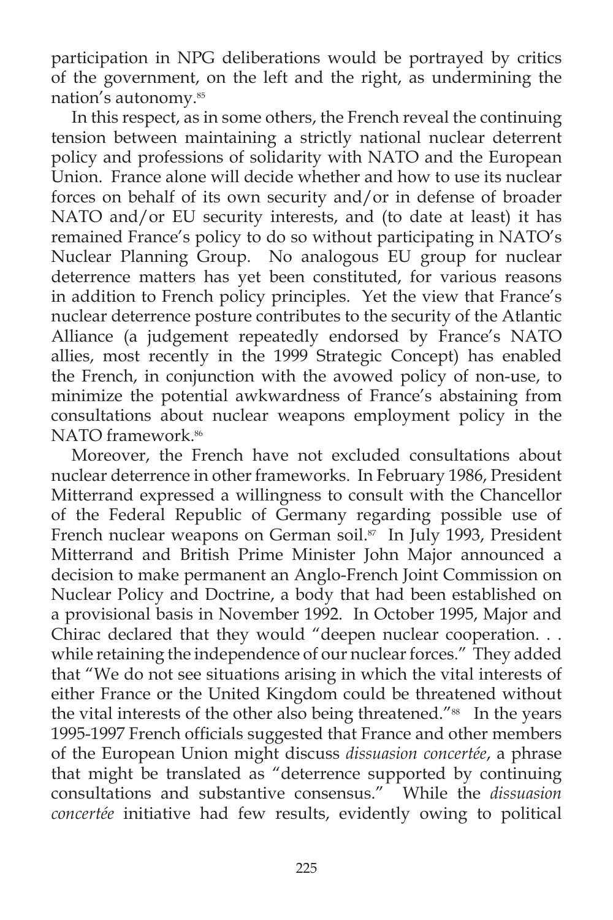participation in NPG deliberations would be portrayed by critics of the government, on the left and the right, as undermining the nation's autonomy.[85]

In this respect, as in some others, the French reveal the continuing tension between maintaining a strictly national nuclear deterrent policy and professions of solidarity with NATO and the European Union. France alone will decide whether and how to use its nuclear forces on behalf of its own security and/or in defense of broader NATO and/or EU security interests, and (to date at least) it has remained France's policy to do so without participating in NATO's Nuclear Planning Group. No analogous EU group for nuclear deterrence matters has yet been constituted, for various reasons in addition to French policy principles. Yet the view that France's nuclear deterrence posture contributes to the security of the Atlantic Alliance (a judgement repeatedly endorsed by France's NATO allies, most recently in the 1999 Strategic Concept) has enabled the French, in conjunction with the avowed policy of non-use, to minimize the potential awkwardness of France's abstaining from consultations about nuclear weapons employment policy in the NATO framework.[86]

Moreover, the French have not excluded consultations about nuclear deterrence in other frameworks. In February 1986, President Mitterrand expressed a willingness to consult with the Chancellor of the Federal Republic of Germany regarding possible use of French nuclear weapons on German soil.[87] In July 1993, President Mitterrand and British Prime Minister John Major announced a decision to make permanent an Anglo-French Joint Commission on Nuclear Policy and Doctrine, a body that had been established on a provisional basis in November 1992. In October 1995, Major and Chirac declared that they would "deepen nuclear cooperation. . . while retaining the independence of our nuclear forces." They added that "We do not see situations arising in which the vital interests of either France or the United Kingdom could be threatened without the vital interests of the other also being threatened."[88] In the years 1995-1997 French officials suggested that France and other members of the European Union might discuss *dissuasion concertée*, a phrase that might be translated as "deterrence supported by continuing consultations and substantive consensus." While the *dissuasion concertée* initiative had few results, evidently owing to political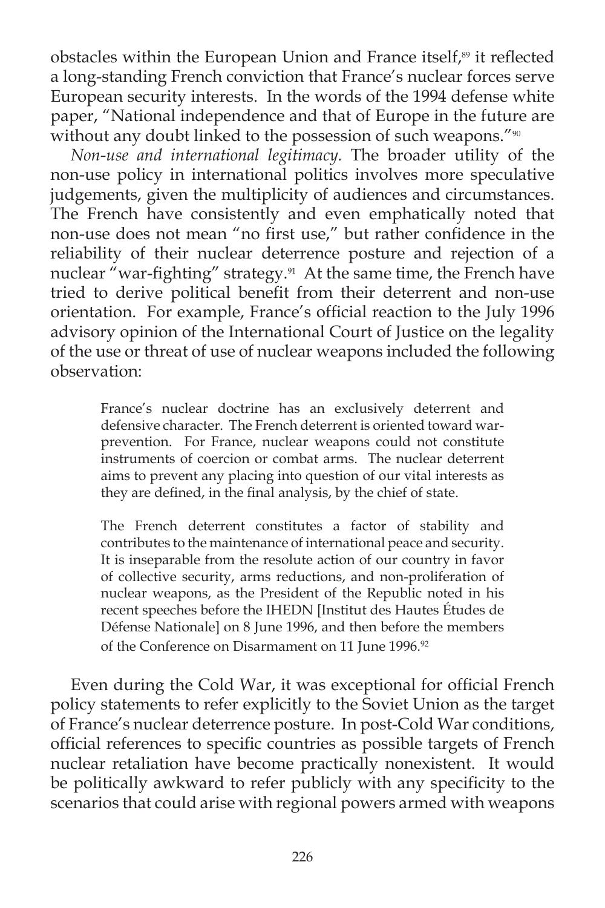obstacles within the European Union and France itself,[89] it reflected a long-standing French conviction that France's nuclear forces serve European security interests. In the words of the 1994 defense white paper, "National independence and that of Europe in the future are without any doubt linked to the possession of such weapons."[90]

*Non-use and international legitimacy.* The broader utility of the non-use policy in international politics involves more speculative judgements, given the multiplicity of audiences and circumstances. The French have consistently and even emphatically noted that non-use does not mean "no first use," but rather confidence in the reliability of their nuclear deterrence posture and rejection of a nuclear "war-fighting" strategy.[91] At the same time, the French have tried to derive political benefit from their deterrent and non-use orientation. For example, France's official reaction to the July 1996 advisory opinion of the International Court of Justice on the legality of the use or threat of use of nuclear weapons included the following observation:

> France's nuclear doctrine has an exclusively deterrent and defensive character. The French deterrent is oriented toward war-prevention. For France, nuclear weapons could not constitute instruments of coercion or combat arms. The nuclear deterrent aims to prevent any placing into question of our vital interests as they are defined, in the final analysis, by the chief of state.
>
> The French deterrent constitutes a factor of stability and contributes to the maintenance of international peace and security. It is inseparable from the resolute action of our country in favor of collective security, arms reductions, and non-proliferation of nuclear weapons, as the President of the Republic noted in his recent speeches before the IHEDN [Institut des Hautes Études de Défense Nationale] on 8 June 1996, and then before the members of the Conference on Disarmament on 11 June 1996.[92]

Even during the Cold War, it was exceptional for official French policy statements to refer explicitly to the Soviet Union as the target of France's nuclear deterrence posture. In post-Cold War conditions, official references to specific countries as possible targets of French nuclear retaliation have become practically nonexistent. It would be politically awkward to refer publicly with any specificity to the scenarios that could arise with regional powers armed with weapons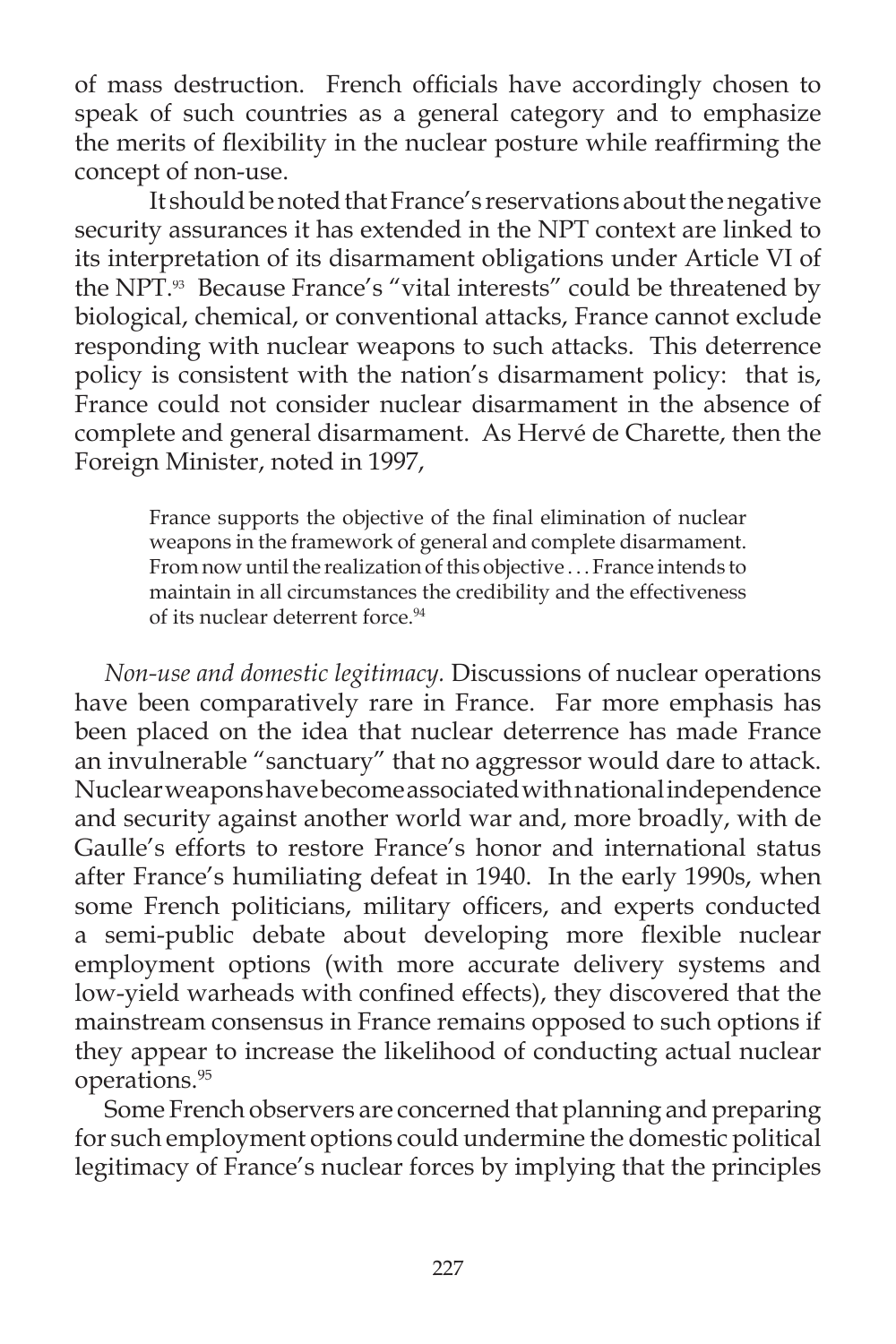of mass destruction. French officials have accordingly chosen to speak of such countries as a general category and to emphasize the merits of flexibility in the nuclear posture while reaffirming the concept of non-use.

It should be noted that France's reservations about the negative security assurances it has extended in the NPT context are linked to its interpretation of its disarmament obligations under Article VI of the NPT.[93] Because France's "vital interests" could be threatened by biological, chemical, or conventional attacks, France cannot exclude responding with nuclear weapons to such attacks. This deterrence policy is consistent with the nation's disarmament policy: that is, France could not consider nuclear disarmament in the absence of complete and general disarmament. As Hervé de Charette, then the Foreign Minister, noted in 1997,

> France supports the objective of the final elimination of nuclear weapons in the framework of general and complete disarmament. From now until the realization of this objective . . . France intends to maintain in all circumstances the credibility and the effectiveness of its nuclear deterrent force.[94]

*Non-use and domestic legitimacy.* Discussions of nuclear operations have been comparatively rare in France. Far more emphasis has been placed on the idea that nuclear deterrence has made France an invulnerable "sanctuary" that no aggressor would dare to attack. Nuclear weapons have become associated with national independence and security against another world war and, more broadly, with de Gaulle's efforts to restore France's honor and international status after France's humiliating defeat in 1940. In the early 1990s, when some French politicians, military officers, and experts conducted a semi-public debate about developing more flexible nuclear employment options (with more accurate delivery systems and low-yield warheads with confined effects), they discovered that the mainstream consensus in France remains opposed to such options if they appear to increase the likelihood of conducting actual nuclear operations.[95]

Some French observers are concerned that planning and preparing for such employment options could undermine the domestic political legitimacy of France's nuclear forces by implying that the principles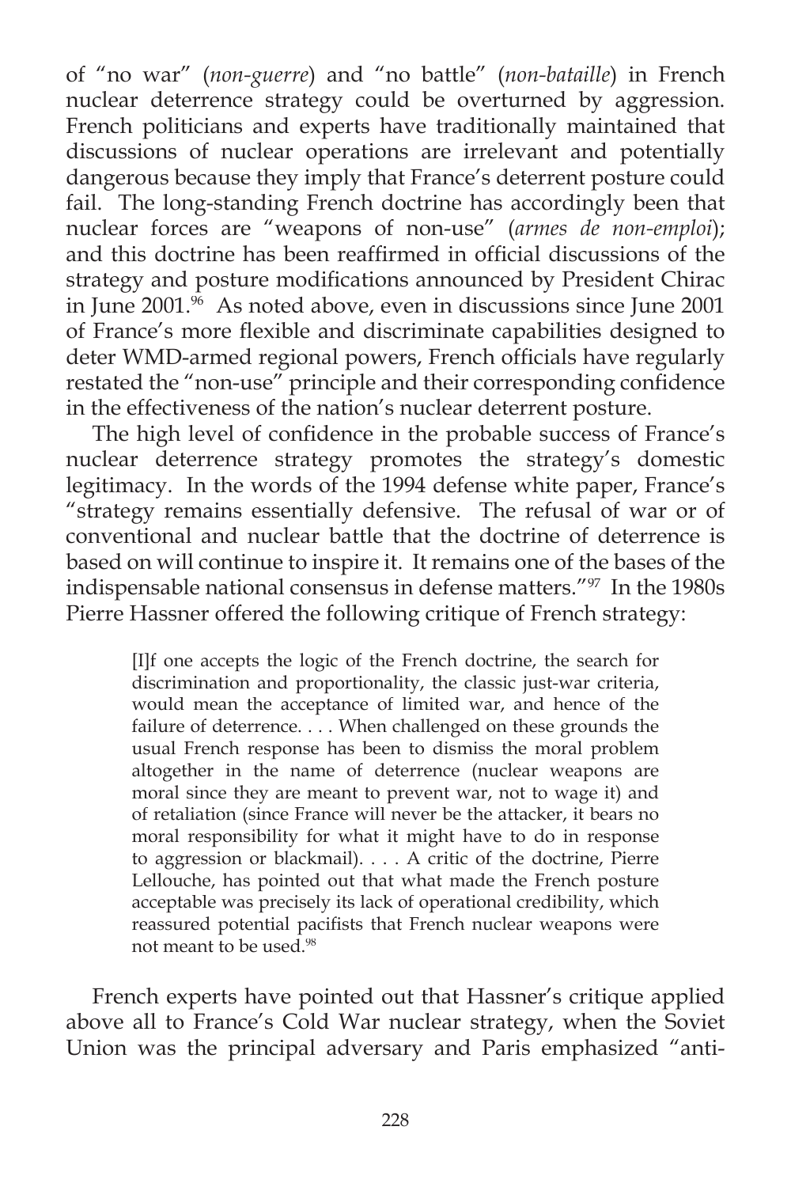of "no war" (*non-guerre*) and "no battle" (*non-bataille*) in French nuclear deterrence strategy could be overturned by aggression. French politicians and experts have traditionally maintained that discussions of nuclear operations are irrelevant and potentially dangerous because they imply that France's deterrent posture could fail. The long-standing French doctrine has accordingly been that nuclear forces are "weapons of non-use" (*armes de non-emploi*); and this doctrine has been reaffirmed in official discussions of the strategy and posture modifications announced by President Chirac in June 2001.[96] As noted above, even in discussions since June 2001 of France's more flexible and discriminate capabilities designed to deter WMD-armed regional powers, French officials have regularly restated the "non-use" principle and their corresponding confidence in the effectiveness of the nation's nuclear deterrent posture.

The high level of confidence in the probable success of France's nuclear deterrence strategy promotes the strategy's domestic legitimacy. In the words of the 1994 defense white paper, France's "strategy remains essentially defensive. The refusal of war or of conventional and nuclear battle that the doctrine of deterrence is based on will continue to inspire it. It remains one of the bases of the indispensable national consensus in defense matters."[97] In the 1980s Pierre Hassner offered the following critique of French strategy:

> [I]f one accepts the logic of the French doctrine, the search for discrimination and proportionality, the classic just-war criteria, would mean the acceptance of limited war, and hence of the failure of deterrence. . . . When challenged on these grounds the usual French response has been to dismiss the moral problem altogether in the name of deterrence (nuclear weapons are moral since they are meant to prevent war, not to wage it) and of retaliation (since France will never be the attacker, it bears no moral responsibility for what it might have to do in response to aggression or blackmail). . . . A critic of the doctrine, Pierre Lellouche, has pointed out that what made the French posture acceptable was precisely its lack of operational credibility, which reassured potential pacifists that French nuclear weapons were not meant to be used.[98]

French experts have pointed out that Hassner's critique applied above all to France's Cold War nuclear strategy, when the Soviet Union was the principal adversary and Paris emphasized "anti-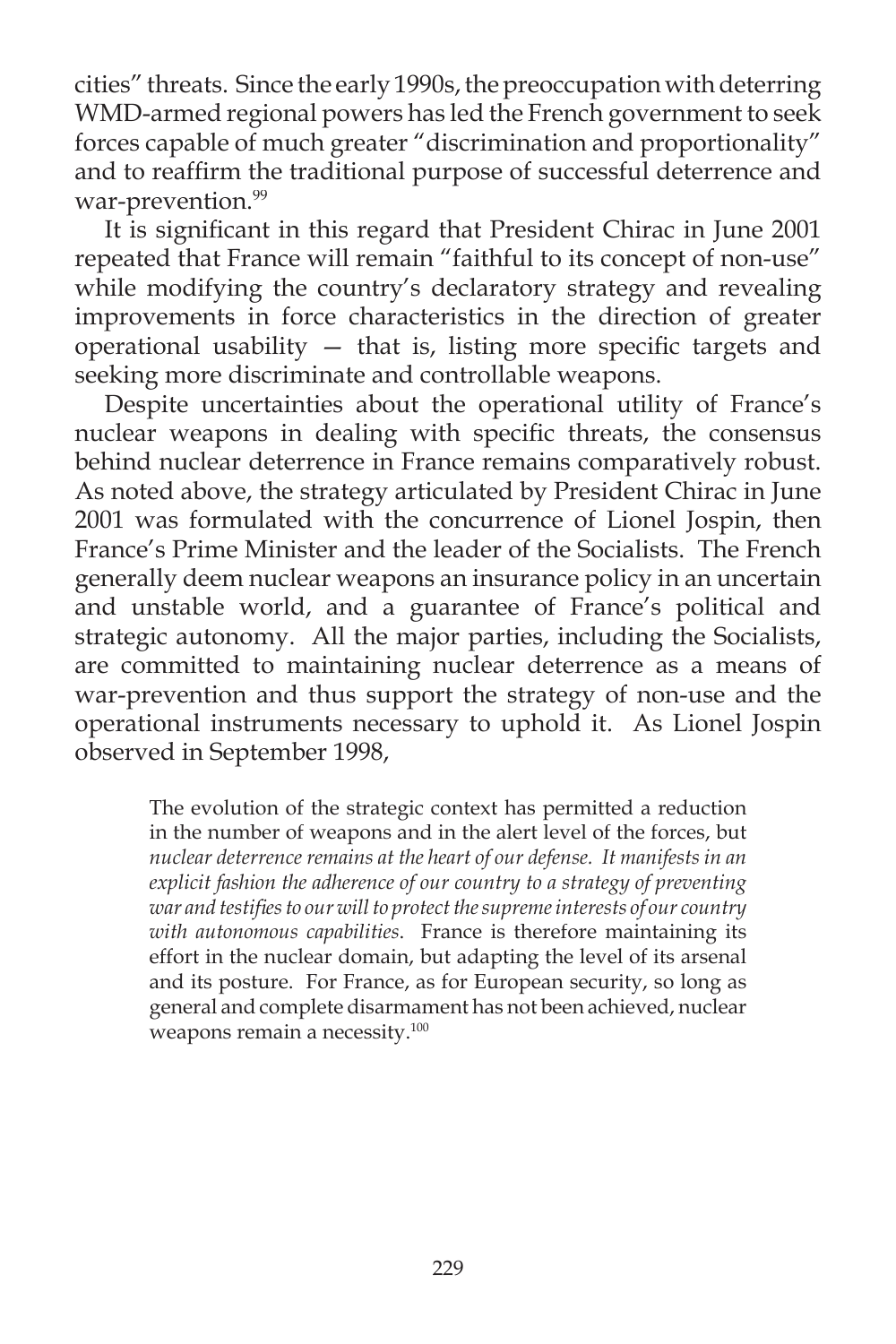cities" threats. Since the early 1990s, the preoccupation with deterring WMD-armed regional powers has led the French government to seek forces capable of much greater "discrimination and proportionality" and to reaffirm the traditional purpose of successful deterrence and war-prevention.[99]

It is significant in this regard that President Chirac in June 2001 repeated that France will remain "faithful to its concept of non-use" while modifying the country's declaratory strategy and revealing improvements in force characteristics in the direction of greater operational usability — that is, listing more specific targets and seeking more discriminate and controllable weapons.

Despite uncertainties about the operational utility of France's nuclear weapons in dealing with specific threats, the consensus behind nuclear deterrence in France remains comparatively robust. As noted above, the strategy articulated by President Chirac in June 2001 was formulated with the concurrence of Lionel Jospin, then France's Prime Minister and the leader of the Socialists. The French generally deem nuclear weapons an insurance policy in an uncertain and unstable world, and a guarantee of France's political and strategic autonomy. All the major parties, including the Socialists, are committed to maintaining nuclear deterrence as a means of war-prevention and thus support the strategy of non-use and the operational instruments necessary to uphold it. As Lionel Jospin observed in September 1998,

> The evolution of the strategic context has permitted a reduction in the number of weapons and in the alert level of the forces, but *nuclear deterrence remains at the heart of our defense. It manifests in an explicit fashion the adherence of our country to a strategy of preventing war and testifies to our will to protect the supreme interests of our country with autonomous capabilities*. France is therefore maintaining its effort in the nuclear domain, but adapting the level of its arsenal and its posture. For France, as for European security, so long as general and complete disarmament has not been achieved, nuclear weapons remain a necessity.[100]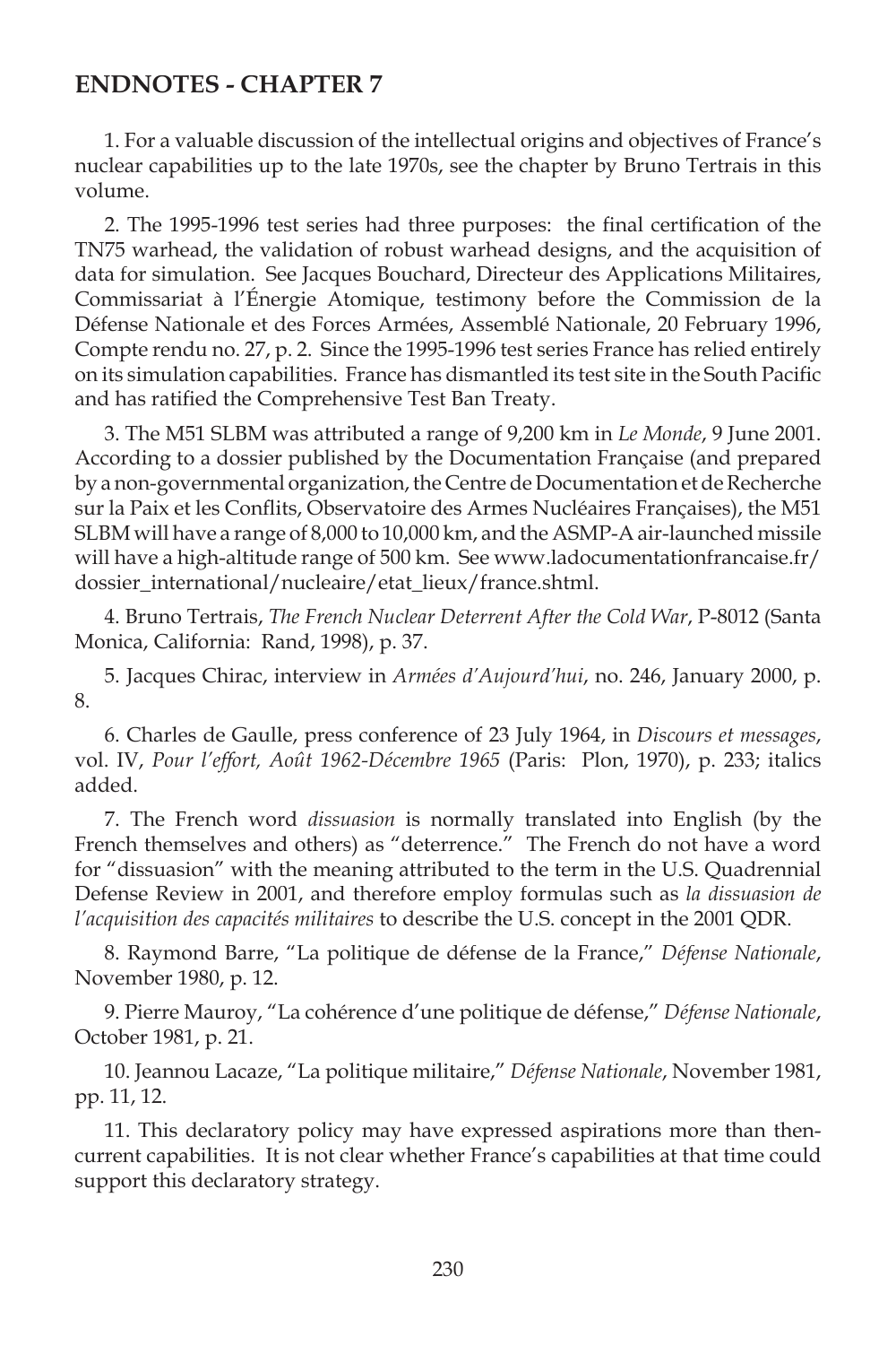## ENDNOTES - CHAPTER 7

1. For a valuable discussion of the intellectual origins and objectives of France's nuclear capabilities up to the late 1970s, see the chapter by Bruno Tertrais in this volume.

2. The 1995-1996 test series had three purposes: the final certification of the TN75 warhead, the validation of robust warhead designs, and the acquisition of data for simulation. See Jacques Bouchard, Directeur des Applications Militaires, Commissariat à l'Énergie Atomique, testimony before the Commission de la Défense Nationale et des Forces Armées, Assemblé Nationale, 20 February 1996, Compte rendu no. 27, p. 2. Since the 1995-1996 test series France has relied entirely on its simulation capabilities. France has dismantled its test site in the South Pacific and has ratified the Comprehensive Test Ban Treaty.

3. The M51 SLBM was attributed a range of 9,200 km in *Le Monde*, 9 June 2001. According to a dossier published by the Documentation Française (and prepared by a non-governmental organization, the Centre de Documentation et de Recherche sur la Paix et les Conflits, Observatoire des Armes Nucléaires Françaises), the M51 SLBM will have a range of 8,000 to 10,000 km, and the ASMP-A air-launched missile will have a high-altitude range of 500 km. See www.ladocumentationfrancaise.fr/dossier_international/nucleaire/etat_lieux/france.shtml.

4. Bruno Tertrais, *The French Nuclear Deterrent After the Cold War*, P-8012 (Santa Monica, California: Rand, 1998), p. 37.

5. Jacques Chirac, interview in *Armées d'Aujourd'hui*, no. 246, January 2000, p. 8.

6. Charles de Gaulle, press conference of 23 July 1964, in *Discours et messages*, vol. IV, *Pour l'effort, Août 1962-Décembre 1965* (Paris: Plon, 1970), p. 233; italics added.

7. The French word *dissuasion* is normally translated into English (by the French themselves and others) as "deterrence." The French do not have a word for "dissuasion" with the meaning attributed to the term in the U.S. Quadrennial Defense Review in 2001, and therefore employ formulas such as *la dissuasion de l'acquisition des capacités militaires* to describe the U.S. concept in the 2001 QDR.

8. Raymond Barre, "La politique de défense de la France," *Défense Nationale*, November 1980, p. 12.

9. Pierre Mauroy, "La cohérence d'une politique de défense," *Défense Nationale*, October 1981, p. 21.

10. Jeannou Lacaze, "La politique militaire," *Défense Nationale*, November 1981, pp. 11, 12.

11. This declaratory policy may have expressed aspirations more than then-current capabilities. It is not clear whether France's capabilities at that time could support this declaratory strategy.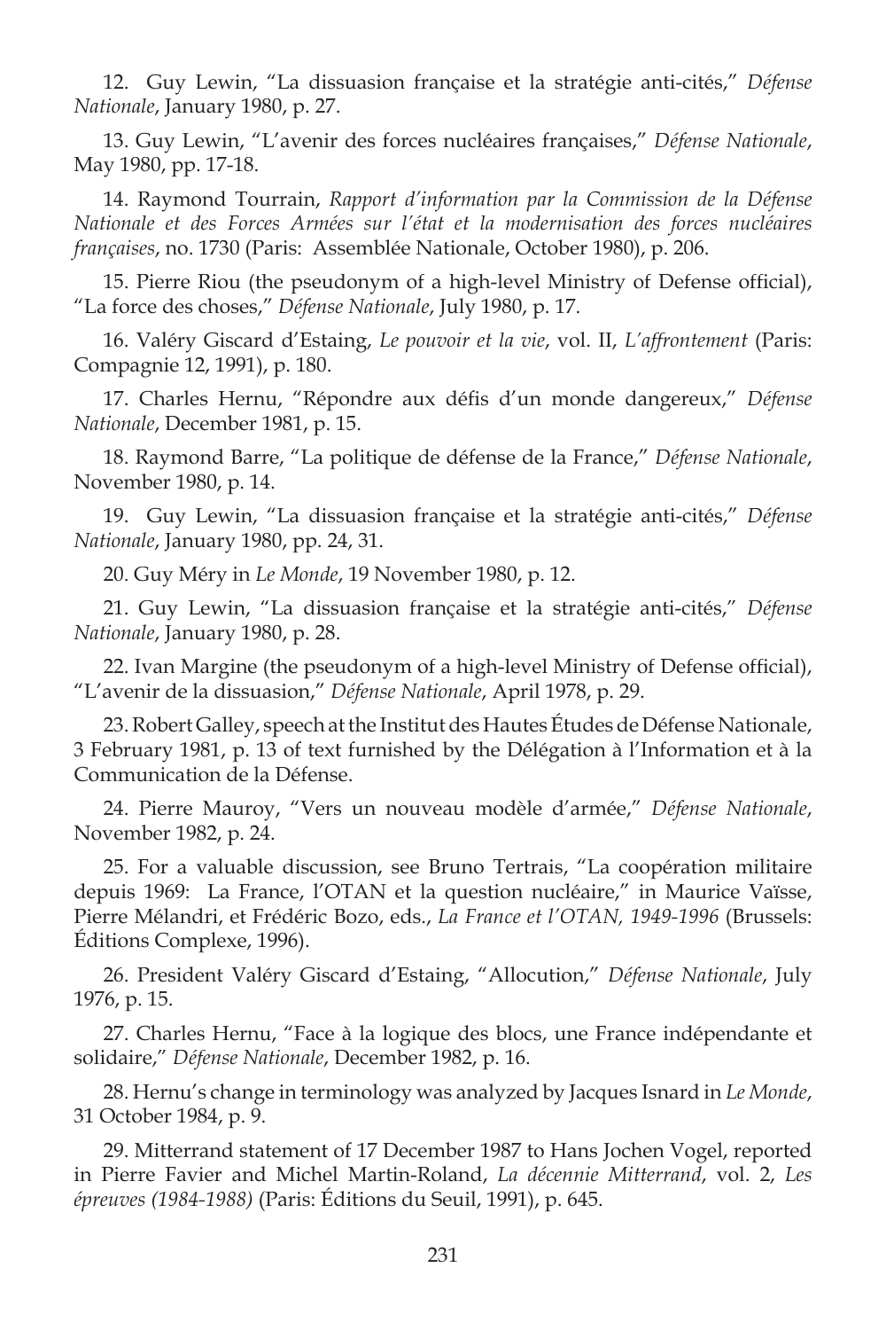12. Guy Lewin, “La dissuasion française et la stratégie anti-cités,” *Défense Nationale*, January 1980, p. 27.

13. Guy Lewin, “L’avenir des forces nucléaires françaises,” *Défense Nationale*, May 1980, pp. 17-18.

14. Raymond Tourrain, *Rapport d’information par la Commission de la Défense Nationale et des Forces Armées sur l’état et la modernisation des forces nucléaires françaises*, no. 1730 (Paris: Assemblée Nationale, October 1980), p. 206.

15. Pierre Riou (the pseudonym of a high-level Ministry of Defense official), “La force des choses,” *Défense Nationale*, July 1980, p. 17.

16. Valéry Giscard d’Estaing, *Le pouvoir et la vie*, vol. II, *L’affrontement* (Paris: Compagnie 12, 1991), p. 180.

17. Charles Hernu, “Répondre aux défis d’un monde dangereux,” *Défense Nationale*, December 1981, p. 15.

18. Raymond Barre, “La politique de défense de la France,” *Défense Nationale*, November 1980, p. 14.

19. Guy Lewin, “La dissuasion française et la stratégie anti-cités,” *Défense Nationale*, January 1980, pp. 24, 31.

20. Guy Méry in *Le Monde*, 19 November 1980, p. 12.

21. Guy Lewin, “La dissuasion française et la stratégie anti-cités,” *Défense Nationale*, January 1980, p. 28.

22. Ivan Margine (the pseudonym of a high-level Ministry of Defense official), “L’avenir de la dissuasion,” *Défense Nationale*, April 1978, p. 29.

23. Robert Galley, speech at the Institut des Hautes Études de Défense Nationale, 3 February 1981, p. 13 of text furnished by the Délégation à l’Information et à la Communication de la Défense.

24. Pierre Mauroy, “Vers un nouveau modèle d’armée,” *Défense Nationale*, November 1982, p. 24.

25. For a valuable discussion, see Bruno Tertrais, “La coopération militaire depuis 1969: La France, l’OTAN et la question nucléaire,” in Maurice Vaïsse, Pierre Mélandri, et Frédéric Bozo, eds., *La France et l’OTAN, 1949-1996* (Brussels: Éditions Complexe, 1996).

26. President Valéry Giscard d’Estaing, “Allocution,” *Défense Nationale*, July 1976, p. 15.

27. Charles Hernu, “Face à la logique des blocs, une France indépendante et solidaire,” *Défense Nationale*, December 1982, p. 16.

28. Hernu’s change in terminology was analyzed by Jacques Isnard in *Le Monde*, 31 October 1984, p. 9.

29. Mitterrand statement of 17 December 1987 to Hans Jochen Vogel, reported in Pierre Favier and Michel Martin-Roland, *La décennie Mitterrand*, vol. 2, *Les épreuves (1984-1988)* (Paris: Éditions du Seuil, 1991), p. 645.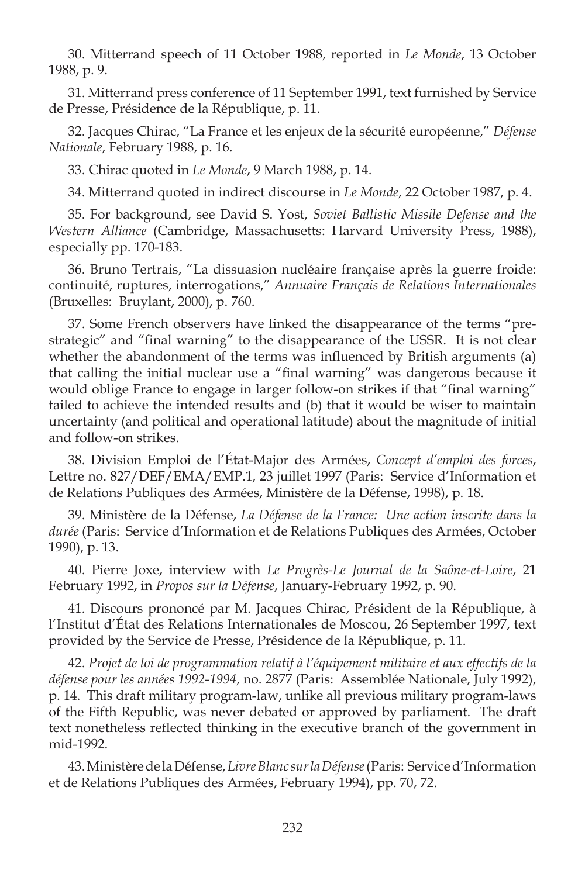30. Mitterrand speech of 11 October 1988, reported in *Le Monde*, 13 October 1988, p. 9.

31. Mitterrand press conference of 11 September 1991, text furnished by Service de Presse, Présidence de la République, p. 11.

32. Jacques Chirac, "La France et les enjeux de la sécurité européenne," *Défense Nationale*, February 1988, p. 16.

33. Chirac quoted in *Le Monde*, 9 March 1988, p. 14.

34. Mitterrand quoted in indirect discourse in *Le Monde*, 22 October 1987, p. 4.

35. For background, see David S. Yost, *Soviet Ballistic Missile Defense and the Western Alliance* (Cambridge, Massachusetts: Harvard University Press, 1988), especially pp. 170-183.

36. Bruno Tertrais, "La dissuasion nucléaire française après la guerre froide: continuité, ruptures, interrogations," *Annuaire Français de Relations Internationales* (Bruxelles: Bruylant, 2000), p. 760.

37. Some French observers have linked the disappearance of the terms "pre-strategic" and "final warning" to the disappearance of the USSR. It is not clear whether the abandonment of the terms was influenced by British arguments (a) that calling the initial nuclear use a "final warning" was dangerous because it would oblige France to engage in larger follow-on strikes if that "final warning" failed to achieve the intended results and (b) that it would be wiser to maintain uncertainty (and political and operational latitude) about the magnitude of initial and follow-on strikes.

38. Division Emploi de l'État-Major des Armées, *Concept d'emploi des forces*, Lettre no. 827/DEF/EMA/EMP.1, 23 juillet 1997 (Paris: Service d'Information et de Relations Publiques des Armées, Ministère de la Défense, 1998), p. 18.

39. Ministère de la Défense, *La Défense de la France: Une action inscrite dans la durée* (Paris: Service d'Information et de Relations Publiques des Armées, October 1990), p. 13.

40. Pierre Joxe, interview with *Le Progrès-Le Journal de la Saône-et-Loire*, 21 February 1992, in *Propos sur la Défense*, January-February 1992, p. 90.

41. Discours prononcé par M. Jacques Chirac, Président de la République, à l'Institut d'État des Relations Internationales de Moscou, 26 September 1997, text provided by the Service de Presse, Présidence de la République, p. 11.

42. *Projet de loi de programmation relatif à l'équipement militaire et aux effectifs de la défense pour les années 1992-1994*, no. 2877 (Paris: Assemblée Nationale, July 1992), p. 14. This draft military program-law, unlike all previous military program-laws of the Fifth Republic, was never debated or approved by parliament. The draft text nonetheless reflected thinking in the executive branch of the government in mid-1992.

43. Ministère de la Défense, *Livre Blanc sur la Défense* (Paris: Service d'Information et de Relations Publiques des Armées, February 1994), pp. 70, 72.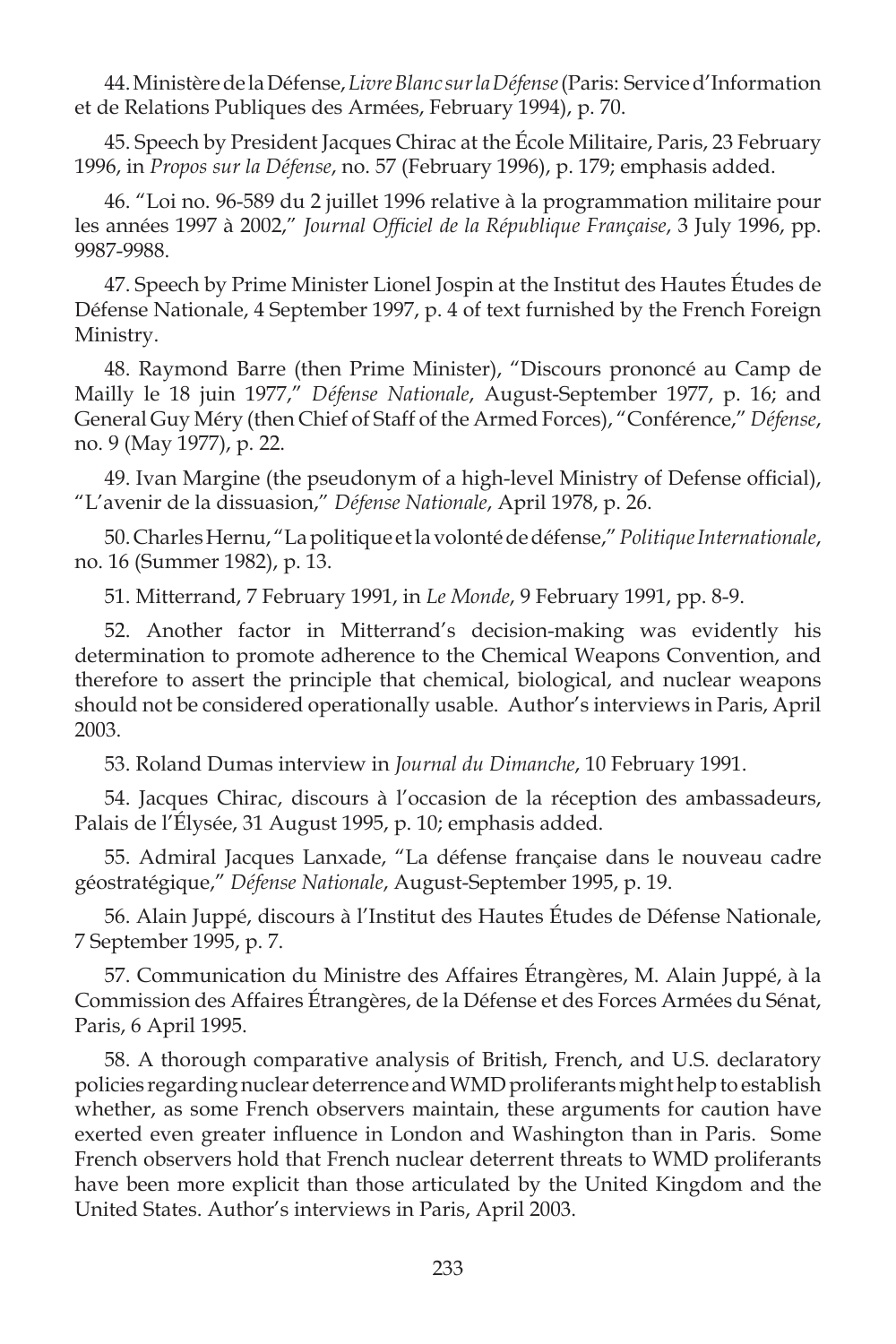44. Ministère de la Défense, *Livre Blanc sur la Défense* (Paris: Service d'Information et de Relations Publiques des Armées, February 1994), p. 70.

45. Speech by President Jacques Chirac at the École Militaire, Paris, 23 February 1996, in *Propos sur la Défense*, no. 57 (February 1996), p. 179; emphasis added.

46. "Loi no. 96-589 du 2 juillet 1996 relative à la programmation militaire pour les années 1997 à 2002," *Journal Officiel de la République Française*, 3 July 1996, pp. 9987-9988.

47. Speech by Prime Minister Lionel Jospin at the Institut des Hautes Études de Défense Nationale, 4 September 1997, p. 4 of text furnished by the French Foreign Ministry.

48. Raymond Barre (then Prime Minister), "Discours prononcé au Camp de Mailly le 18 juin 1977," *Défense Nationale*, August-September 1977, p. 16; and General Guy Méry (then Chief of Staff of the Armed Forces), "Conférence," *Défense*, no. 9 (May 1977), p. 22.

49. Ivan Margine (the pseudonym of a high-level Ministry of Defense official), "L'avenir de la dissuasion," *Défense Nationale*, April 1978, p. 26.

50. Charles Hernu, "La politique et la volonté de défense," *Politique Internationale*, no. 16 (Summer 1982), p. 13.

51. Mitterrand, 7 February 1991, in *Le Monde*, 9 February 1991, pp. 8-9.

52. Another factor in Mitterrand's decision-making was evidently his determination to promote adherence to the Chemical Weapons Convention, and therefore to assert the principle that chemical, biological, and nuclear weapons should not be considered operationally usable. Author's interviews in Paris, April 2003.

53. Roland Dumas interview in *Journal du Dimanche*, 10 February 1991.

54. Jacques Chirac, discours à l'occasion de la réception des ambassadeurs, Palais de l'Élysée, 31 August 1995, p. 10; emphasis added.

55. Admiral Jacques Lanxade, "La défense française dans le nouveau cadre géostratégique," *Défense Nationale*, August-September 1995, p. 19.

56. Alain Juppé, discours à l'Institut des Hautes Études de Défense Nationale, 7 September 1995, p. 7.

57. Communication du Ministre des Affaires Étrangères, M. Alain Juppé, à la Commission des Affaires Étrangères, de la Défense et des Forces Armées du Sénat, Paris, 6 April 1995.

58. A thorough comparative analysis of British, French, and U.S. declaratory policies regarding nuclear deterrence and WMD proliferants might help to establish whether, as some French observers maintain, these arguments for caution have exerted even greater influence in London and Washington than in Paris. Some French observers hold that French nuclear deterrent threats to WMD proliferants have been more explicit than those articulated by the United Kingdom and the United States. Author's interviews in Paris, April 2003.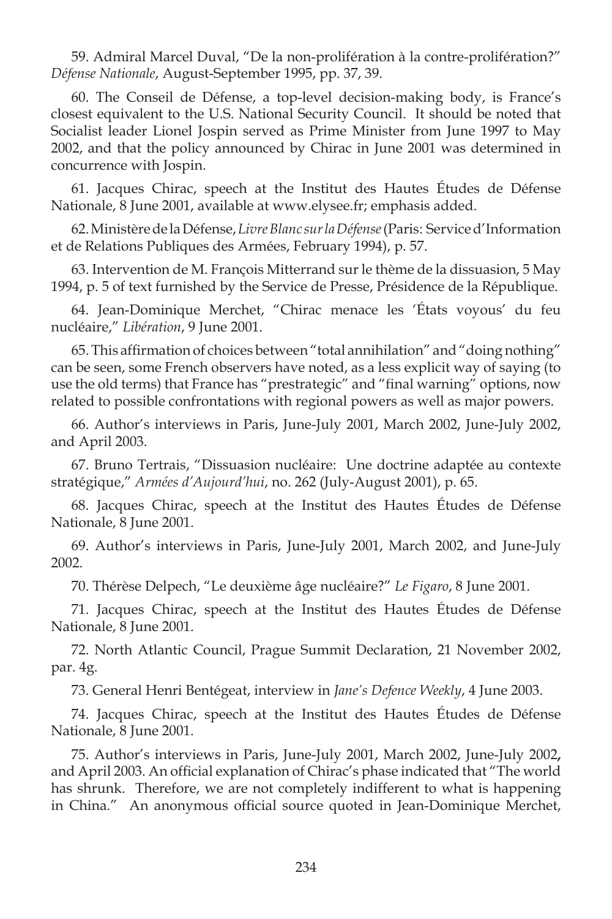59. Admiral Marcel Duval, "De la non-prolifération à la contre-prolifération?" *Défense Nationale*, August-September 1995, pp. 37, 39.

60. The Conseil de Défense, a top-level decision-making body, is France's closest equivalent to the U.S. National Security Council. It should be noted that Socialist leader Lionel Jospin served as Prime Minister from June 1997 to May 2002, and that the policy announced by Chirac in June 2001 was determined in concurrence with Jospin.

61. Jacques Chirac, speech at the Institut des Hautes Études de Défense Nationale, 8 June 2001, available at www.elysee.fr; emphasis added.

62. Ministère de la Défense, *Livre Blanc sur la Défense* (Paris: Service d'Information et de Relations Publiques des Armées, February 1994), p. 57.

63. Intervention de M. François Mitterrand sur le thème de la dissuasion, 5 May 1994, p. 5 of text furnished by the Service de Presse, Présidence de la République.

64. Jean-Dominique Merchet, "Chirac menace les 'États voyous' du feu nucléaire," *Libération*, 9 June 2001.

65. This affirmation of choices between "total annihilation" and "doing nothing" can be seen, some French observers have noted, as a less explicit way of saying (to use the old terms) that France has "prestrategic" and "final warning" options, now related to possible confrontations with regional powers as well as major powers.

66. Author's interviews in Paris, June-July 2001, March 2002, June-July 2002, and April 2003.

67. Bruno Tertrais, "Dissuasion nucléaire: Une doctrine adaptée au contexte stratégique," *Armées d'Aujourd'hui*, no. 262 (July-August 2001), p. 65.

68. Jacques Chirac, speech at the Institut des Hautes Études de Défense Nationale, 8 June 2001.

69. Author's interviews in Paris, June-July 2001, March 2002, and June-July 2002.

70. Thérèse Delpech, "Le deuxième âge nucléaire?" *Le Figaro*, 8 June 2001.

71. Jacques Chirac, speech at the Institut des Hautes Études de Défense Nationale, 8 June 2001.

72. North Atlantic Council, Prague Summit Declaration, 21 November 2002, par. 4g.

73. General Henri Bentégeat, interview in *Jane's Defence Weekly*, 4 June 2003.

74. Jacques Chirac, speech at the Institut des Hautes Études de Défense Nationale, 8 June 2001.

75. Author's interviews in Paris, June-July 2001, March 2002, June-July 2002, and April 2003. An official explanation of Chirac's phase indicated that "The world has shrunk. Therefore, we are not completely indifferent to what is happening in China." An anonymous official source quoted in Jean-Dominique Merchet,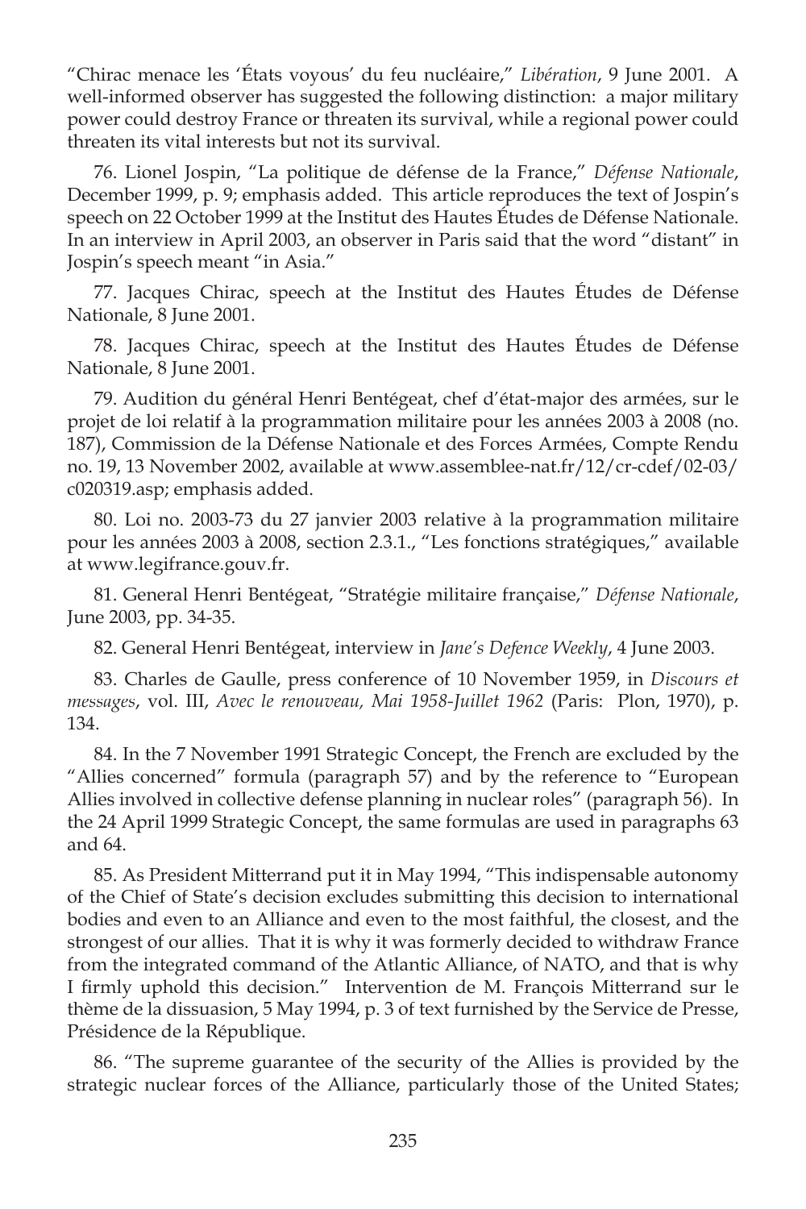"Chirac menace les 'États voyous' du feu nucléaire," *Libération*, 9 June 2001. A well-informed observer has suggested the following distinction: a major military power could destroy France or threaten its survival, while a regional power could threaten its vital interests but not its survival.

76. Lionel Jospin, "La politique de défense de la France," *Défense Nationale*, December 1999, p. 9; emphasis added. This article reproduces the text of Jospin's speech on 22 October 1999 at the Institut des Hautes Études de Défense Nationale. In an interview in April 2003, an observer in Paris said that the word "distant" in Jospin's speech meant "in Asia."

77. Jacques Chirac, speech at the Institut des Hautes Études de Défense Nationale, 8 June 2001.

78. Jacques Chirac, speech at the Institut des Hautes Études de Défense Nationale, 8 June 2001.

79. Audition du général Henri Bentégeat, chef d'état-major des armées, sur le projet de loi relatif à la programmation militaire pour les années 2003 à 2008 (no. 187), Commission de la Défense Nationale et des Forces Armées, Compte Rendu no. 19, 13 November 2002, available at www.assemblee-nat.fr/12/cr-cdef/02-03/c020319.asp; emphasis added.

80. Loi no. 2003-73 du 27 janvier 2003 relative à la programmation militaire pour les années 2003 à 2008, section 2.3.1., "Les fonctions stratégiques," available at www.legifrance.gouv.fr.

81. General Henri Bentégeat, "Stratégie militaire française," *Défense Nationale*, June 2003, pp. 34-35.

82. General Henri Bentégeat, interview in *Jane's Defence Weekly*, 4 June 2003.

83. Charles de Gaulle, press conference of 10 November 1959, in *Discours et messages*, vol. III, *Avec le renouveau, Mai 1958-Juillet 1962* (Paris: Plon, 1970), p. 134.

84. In the 7 November 1991 Strategic Concept, the French are excluded by the "Allies concerned" formula (paragraph 57) and by the reference to "European Allies involved in collective defense planning in nuclear roles" (paragraph 56). In the 24 April 1999 Strategic Concept, the same formulas are used in paragraphs 63 and 64.

85. As President Mitterrand put it in May 1994, "This indispensable autonomy of the Chief of State's decision excludes submitting this decision to international bodies and even to an Alliance and even to the most faithful, the closest, and the strongest of our allies. That it is why it was formerly decided to withdraw France from the integrated command of the Atlantic Alliance, of NATO, and that is why I firmly uphold this decision." Intervention de M. François Mitterrand sur le thème de la dissuasion, 5 May 1994, p. 3 of text furnished by the Service de Presse, Présidence de la République.

86. "The supreme guarantee of the security of the Allies is provided by the strategic nuclear forces of the Alliance, particularly those of the United States;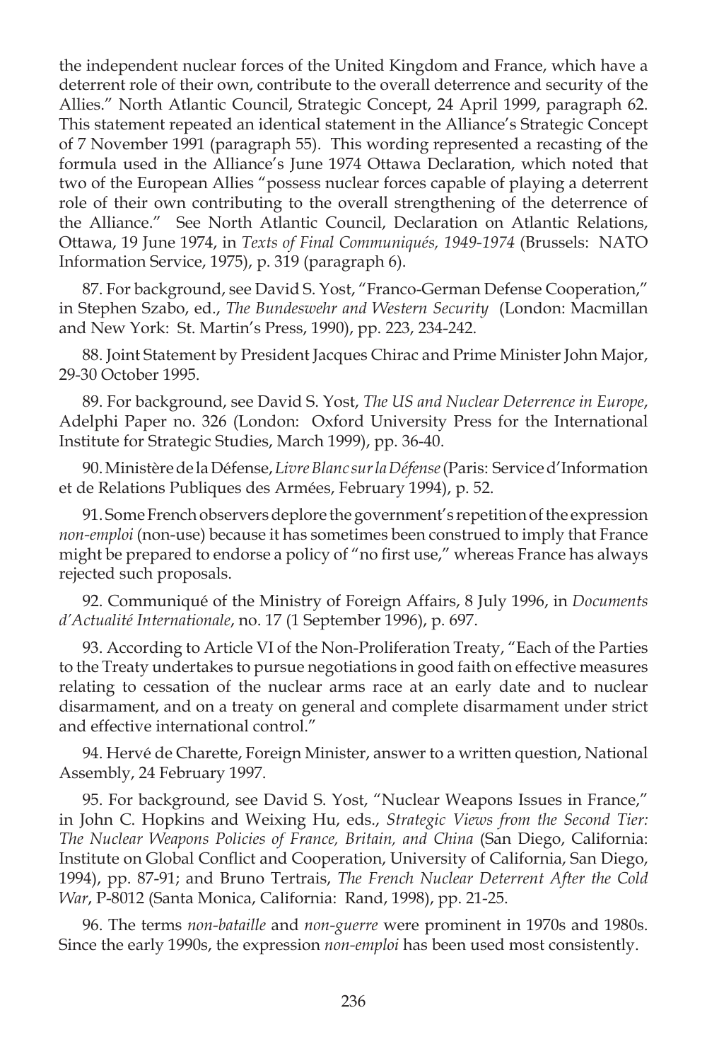the independent nuclear forces of the United Kingdom and France, which have a deterrent role of their own, contribute to the overall deterrence and security of the Allies." North Atlantic Council, Strategic Concept, 24 April 1999, paragraph 62. This statement repeated an identical statement in the Alliance's Strategic Concept of 7 November 1991 (paragraph 55). This wording represented a recasting of the formula used in the Alliance's June 1974 Ottawa Declaration, which noted that two of the European Allies "possess nuclear forces capable of playing a deterrent role of their own contributing to the overall strengthening of the deterrence of the Alliance." See North Atlantic Council, Declaration on Atlantic Relations, Ottawa, 19 June 1974, in *Texts of Final Communiqués, 1949-1974* (Brussels: NATO Information Service, 1975), p. 319 (paragraph 6).

87. For background, see David S. Yost, "Franco-German Defense Cooperation," in Stephen Szabo, ed., *The Bundeswehr and Western Security* (London: Macmillan and New York: St. Martin's Press, 1990), pp. 223, 234-242.

88. Joint Statement by President Jacques Chirac and Prime Minister John Major, 29-30 October 1995.

89. For background, see David S. Yost, *The US and Nuclear Deterrence in Europe*, Adelphi Paper no. 326 (London: Oxford University Press for the International Institute for Strategic Studies, March 1999), pp. 36-40.

90. Ministère de la Défense, *Livre Blanc sur la Défense* (Paris: Service d'Information et de Relations Publiques des Armées, February 1994), p. 52.

91. Some French observers deplore the government's repetition of the expression *non-emploi* (non-use) because it has sometimes been construed to imply that France might be prepared to endorse a policy of "no first use," whereas France has always rejected such proposals.

92. Communiqué of the Ministry of Foreign Affairs, 8 July 1996, in *Documents d'Actualité Internationale*, no. 17 (1 September 1996), p. 697.

93. According to Article VI of the Non-Proliferation Treaty, "Each of the Parties to the Treaty undertakes to pursue negotiations in good faith on effective measures relating to cessation of the nuclear arms race at an early date and to nuclear disarmament, and on a treaty on general and complete disarmament under strict and effective international control."

94. Hervé de Charette, Foreign Minister, answer to a written question, National Assembly, 24 February 1997.

95. For background, see David S. Yost, "Nuclear Weapons Issues in France," in John C. Hopkins and Weixing Hu, eds., *Strategic Views from the Second Tier: The Nuclear Weapons Policies of France, Britain, and China* (San Diego, California: Institute on Global Conflict and Cooperation, University of California, San Diego, 1994), pp. 87-91; and Bruno Tertrais, *The French Nuclear Deterrent After the Cold War*, P-8012 (Santa Monica, California: Rand, 1998), pp. 21-25.

96. The terms *non-bataille* and *non-guerre* were prominent in 1970s and 1980s. Since the early 1990s, the expression *non-emploi* has been used most consistently.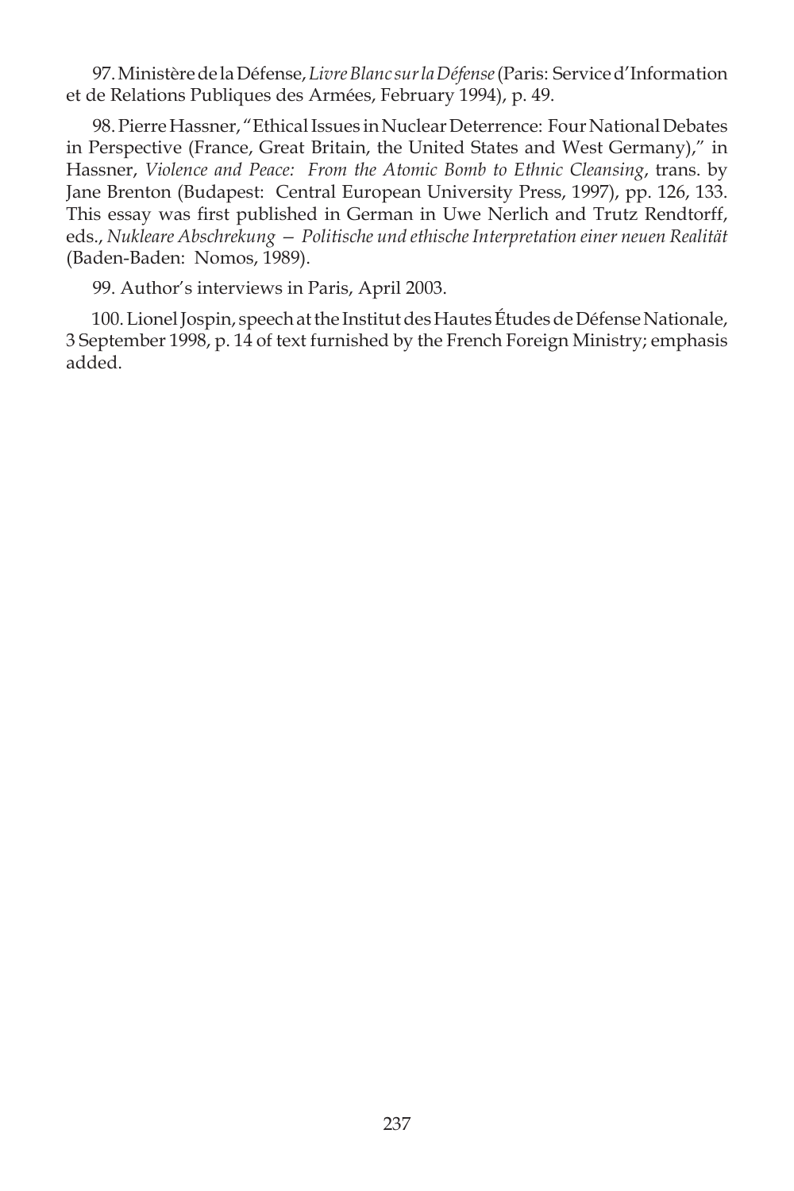97. Ministère de la Défense, *Livre Blanc sur la Défense* (Paris: Service d'Information et de Relations Publiques des Armées, February 1994), p. 49.

98. Pierre Hassner, "Ethical Issues in Nuclear Deterrence: Four National Debates in Perspective (France, Great Britain, the United States and West Germany)," in Hassner, *Violence and Peace: From the Atomic Bomb to Ethnic Cleansing*, trans. by Jane Brenton (Budapest: Central European University Press, 1997), pp. 126, 133. This essay was first published in German in Uwe Nerlich and Trutz Rendtorff, eds., *Nukleare Abschrekung – Politische und ethische Interpretation einer neuen Realität* (Baden-Baden: Nomos, 1989).

99. Author's interviews in Paris, April 2003.

100. Lionel Jospin, speech at the Institut des Hautes Études de Défense Nationale, 3 September 1998, p. 14 of text furnished by the French Foreign Ministry; emphasis added.